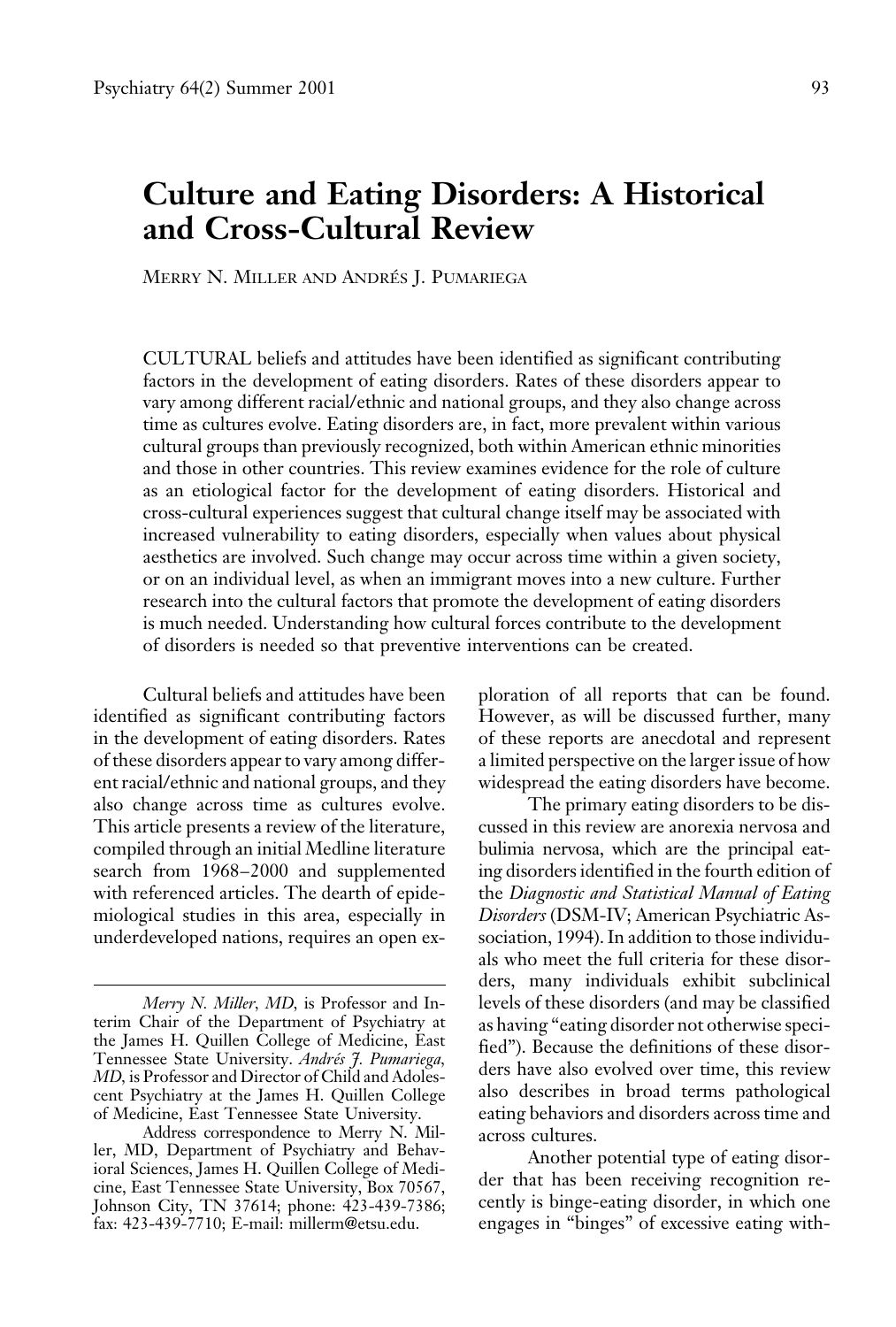# Culture and Eating Disorders: A Historical and Cross-Cultural Review

MERRY N. MILLER AND ANDRÉS J. PUMARIEGA

CULTURAL beliefs and attitudes have been identified as significant contributing factors in the development of eating disorders. Rates of these disorders appear to vary among different racial/ethnic and national groups, and they also change across time as cultures evolve. Eating disorders are, in fact, more prevalent within various cultural groups than previously recognized, both within American ethnic minorities and those in other countries. This review examines evidence for the role of culture as an etiological factor for the development of eating disorders. Historical and cross-cultural experiences suggest that cultural change itself may be associated with increased vulnerability to eating disorders, especially when values about physical aesthetics are involved. Such change may occur across time within a given society, or on an individual level, as when an immigrant moves into a new culture. Further research into the cultural factors that promote the development of eating disorders is much needed. Understanding how cultural forces contribute to the development of disorders is needed so that preventive interventions can be created.

Cultural beliefs and attitudes have been identified as significant contributing factors in the development of eating disorders. Rates of these disorders appear to vary among different racial/ethnic and national groups, and they also change across time as cultures evolve. This article presents a review of the literature, compiled through an initial Medline literature search from 1968–2000 and supplemented with referenced articles. The dearth of epidemiological studies in this area, especially in underdeveloped nations, requires an open exploration of all reports that can be found. However, as will be discussed further, many of these reports are anecdotal and represent a limited perspective on the larger issue of how widespread the eating disorders have become.

The primary eating disorders to be discussed in this review are anorexia nervosa and bulimia nervosa, which are the principal eating disorders identified in the fourth edition of the *Diagnostic and Statistical Manual of Eating Disorders* (DSM-IV; American Psychiatric Association, 1994). In addition to those individuals who meet the full criteria for these disorders, many individuals exhibit subclinical levels of these disorders (and may be classified as having "eating disorder not otherwise specified"). Because the definitions of these disorders have also evolved over time, this review also describes in broad terms pathological eating behaviors and disorders across time and across cultures.

Another potential type of eating disorder that has been receiving recognition recently is binge-eating disorder, in which one engages in "binges" of excessive eating with-

---

*Merry N. Miller, MD*, is Professor and Interim Chair of the Department of Psychiatry at the James H. Quillen College of Medicine, East Tennessee State University. *Andrés J. Pumariega, MD*, is Professor and Director of Child and Adolescent Psychiatry at the James H. Quillen College of Medicine, East Tennessee State University.

Address correspondence to Merry N. Miller, MD, Department of Psychiatry and Behavioral Sciences, James H. Quillen College of Medicine, East Tennessee State University, Box 70567, Johnson City, TN 37614; phone: 423-439-7386; fax: 423-439-7710; E-mail: millerm@etsu.edu.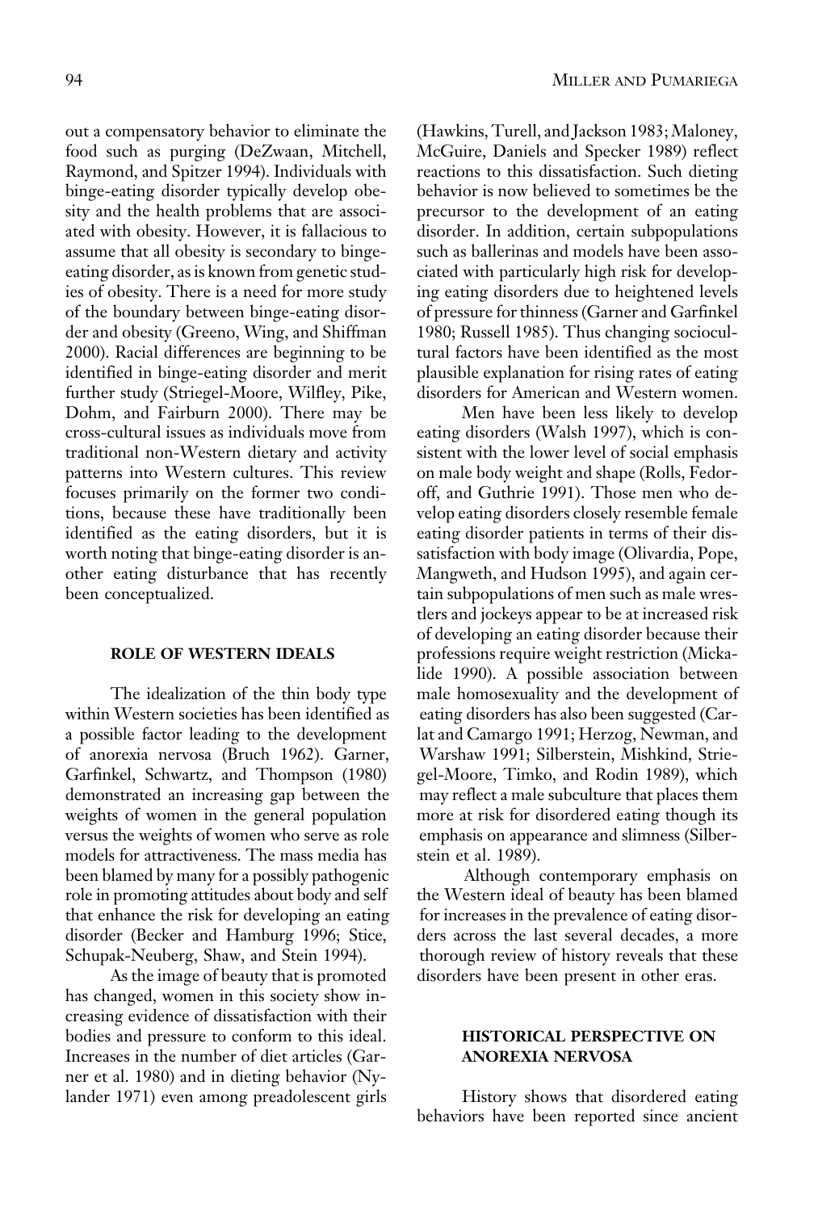out a compensatory behavior to eliminate the food such as purging (DeZwaan, Mitchell, Raymond, and Spitzer 1994). Individuals with binge-eating disorder typically develop obesity and the health problems that are associated with obesity. However, it is fallacious to assume that all obesity is secondary to binge-eating disorder, as is known from genetic studies of obesity. There is a need for more study of the boundary between binge-eating disorder and obesity (Greeno, Wing, and Shiffman 2000). Racial differences are beginning to be identified in binge-eating disorder and merit further study (Striegel-Moore, Wilfley, Pike, Dohm, and Fairburn 2000). There may be cross-cultural issues as individuals move from traditional non-Western dietary and activity patterns into Western cultures. This review focuses primarily on the former two conditions, because these have traditionally been identified as the eating disorders, but it is worth noting that binge-eating disorder is another eating disturbance that has recently been conceptualized.

## ROLE OF WESTERN IDEALS

The idealization of the thin body type within Western societies has been identified as a possible factor leading to the development of anorexia nervosa (Bruch 1962). Garner, Garfinkel, Schwartz, and Thompson (1980) demonstrated an increasing gap between the weights of women in the general population versus the weights of women who serve as role models for attractiveness. The mass media has been blamed by many for a possibly pathogenic role in promoting attitudes about body and self that enhance the risk for developing an eating disorder (Becker and Hamburg 1996; Stice, Schupak-Neuberg, Shaw, and Stein 1994).

As the image of beauty that is promoted has changed, women in this society show increasing evidence of dissatisfaction with their bodies and pressure to conform to this ideal. Increases in the number of diet articles (Garner et al. 1980) and in dieting behavior (Nylander 1971) even among preadolescent girls (Hawkins, Turell, and Jackson 1983; Maloney, McGuire, Daniels and Specker 1989) reflect reactions to this dissatisfaction. Such dieting behavior is now believed to sometimes be the precursor to the development of an eating disorder. In addition, certain subpopulations such as ballerinas and models have been associated with particularly high risk for developing eating disorders due to heightened levels of pressure for thinness (Garner and Garfinkel 1980; Russell 1985). Thus changing sociocultural factors have been identified as the most plausible explanation for rising rates of eating disorders for American and Western women.

Men have been less likely to develop eating disorders (Walsh 1997), which is consistent with the lower level of social emphasis on male body weight and shape (Rolls, Fedoroff, and Guthrie 1991). Those men who develop eating disorders closely resemble female eating disorder patients in terms of their dissatisfaction with body image (Olivardia, Pope, Mangweth, and Hudson 1995), and again certain subpopulations of men such as male wrestlers and jockeys appear to be at increased risk of developing an eating disorder because their professions require weight restriction (Mickalide 1990). A possible association between male homosexuality and the development of eating disorders has also been suggested (Carlat and Camargo 1991; Herzog, Newman, and Warshaw 1991; Silberstein, Mishkind, Striegel-Moore, Timko, and Rodin 1989), which may reflect a male subculture that places them more at risk for disordered eating though its emphasis on appearance and slimness (Silberstein et al. 1989).

Although contemporary emphasis on the Western ideal of beauty has been blamed for increases in the prevalence of eating disorders across the last several decades, a more thorough review of history reveals that these disorders have been present in other eras.

## HISTORICAL PERSPECTIVE ON ANOREXIA NERVOSA

History shows that disordered eating behaviors have been reported since ancient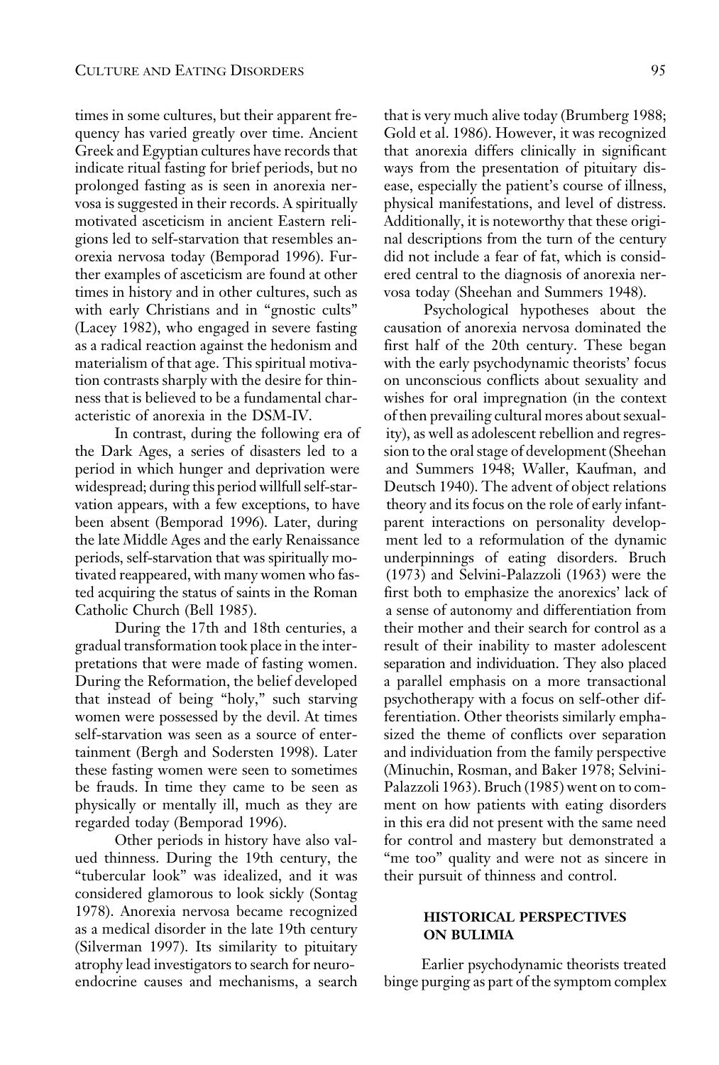times in some cultures, but their apparent frequency has varied greatly over time. Ancient Greek and Egyptian cultures have records that indicate ritual fasting for brief periods, but no prolonged fasting as is seen in anorexia nervosa is suggested in their records. A spiritually motivated asceticism in ancient Eastern religions led to self-starvation that resembles anorexia nervosa today (Bemporad 1996). Further examples of asceticism are found at other times in history and in other cultures, such as with early Christians and in "gnostic cults" (Lacey 1982), who engaged in severe fasting as a radical reaction against the hedonism and materialism of that age. This spiritual motivation contrasts sharply with the desire for thinness that is believed to be a fundamental characteristic of anorexia in the DSM-IV.

In contrast, during the following era of the Dark Ages, a series of disasters led to a period in which hunger and deprivation were widespread; during this period willfull self-starvation appears, with a few exceptions, to have been absent (Bemporad 1996). Later, during the late Middle Ages and the early Renaissance periods, self-starvation that was spiritually motivated reappeared, with many women who fasted acquiring the status of saints in the Roman Catholic Church (Bell 1985).

During the 17th and 18th centuries, a gradual transformation took place in the interpretations that were made of fasting women. During the Reformation, the belief developed that instead of being "holy," such starving women were possessed by the devil. At times self-starvation was seen as a source of entertainment (Bergh and Sodersten 1998). Later these fasting women were seen to sometimes be frauds. In time they came to be seen as physically or mentally ill, much as they are regarded today (Bemporad 1996).

Other periods in history have also valued thinness. During the 19th century, the "tubercular look" was idealized, and it was considered glamorous to look sickly (Sontag 1978). Anorexia nervosa became recognized as a medical disorder in the late 19th century (Silverman 1997). Its similarity to pituitary atrophy lead investigators to search for neuroendocrine causes and mechanisms, a search that is very much alive today (Brumberg 1988; Gold et al. 1986). However, it was recognized that anorexia differs clinically in significant ways from the presentation of pituitary disease, especially the patient's course of illness, physical manifestations, and level of distress. Additionally, it is noteworthy that these original descriptions from the turn of the century did not include a fear of fat, which is considered central to the diagnosis of anorexia nervosa today (Sheehan and Summers 1948).

Psychological hypotheses about the causation of anorexia nervosa dominated the first half of the 20th century. These began with the early psychodynamic theorists' focus on unconscious conflicts about sexuality and wishes for oral impregnation (in the context of then prevailing cultural mores about sexuality), as well as adolescent rebellion and regression to the oral stage of development (Sheehan and Summers 1948; Waller, Kaufman, and Deutsch 1940). The advent of object relations theory and its focus on the role of early infant-parent interactions on personality development led to a reformulation of the dynamic underpinnings of eating disorders. Bruch (1973) and Selvini-Palazzoli (1963) were the first both to emphasize the anorexics' lack of a sense of autonomy and differentiation from their mother and their search for control as a result of their inability to master adolescent separation and individuation. They also placed a parallel emphasis on a more transactional psychotherapy with a focus on self-other differentiation. Other theorists similarly emphasized the theme of conflicts over separation and individuation from the family perspective (Minuchin, Rosman, and Baker 1978; Selvini-Palazzoli 1963). Bruch (1985) went on to comment on how patients with eating disorders in this era did not present with the same need for control and mastery but demonstrated a "me too" quality and were not as sincere in their pursuit of thinness and control.

## HISTORICAL PERSPECTIVES ON BULIMIA

Earlier psychodynamic theorists treated binge purging as part of the symptom complex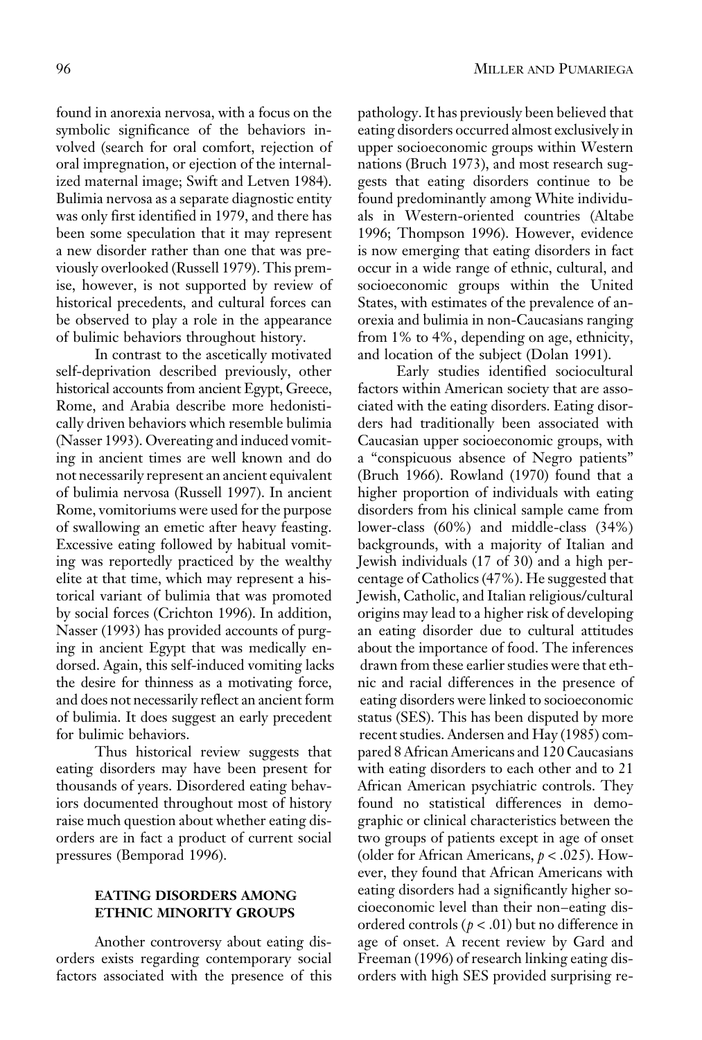found in anorexia nervosa, with a focus on the symbolic significance of the behaviors involved (search for oral comfort, rejection of oral impregnation, or ejection of the internalized maternal image; Swift and Letven 1984). Bulimia nervosa as a separate diagnostic entity was only first identified in 1979, and there has been some speculation that it may represent a new disorder rather than one that was previously overlooked (Russell 1979). This premise, however, is not supported by review of historical precedents, and cultural forces can be observed to play a role in the appearance of bulimic behaviors throughout history.

In contrast to the ascetically motivated self-deprivation described previously, other historical accounts from ancient Egypt, Greece, Rome, and Arabia describe more hedonistically driven behaviors which resemble bulimia (Nasser 1993). Overeating and induced vomiting in ancient times are well known and do not necessarily represent an ancient equivalent of bulimia nervosa (Russell 1997). In ancient Rome, vomitoriums were used for the purpose of swallowing an emetic after heavy feasting. Excessive eating followed by habitual vomiting was reportedly practiced by the wealthy elite at that time, which may represent a historical variant of bulimia that was promoted by social forces (Crichton 1996). In addition, Nasser (1993) has provided accounts of purging in ancient Egypt that was medically endorsed. Again, this self-induced vomiting lacks the desire for thinness as a motivating force, and does not necessarily reflect an ancient form of bulimia. It does suggest an early precedent for bulimic behaviors.

Thus historical review suggests that eating disorders may have been present for thousands of years. Disordered eating behaviors documented throughout most of history raise much question about whether eating disorders are in fact a product of current social pressures (Bemporad 1996).

## EATING DISORDERS AMONG ETHNIC MINORITY GROUPS

Another controversy about eating disorders exists regarding contemporary social factors associated with the presence of this pathology. It has previously been believed that eating disorders occurred almost exclusively in upper socioeconomic groups within Western nations (Bruch 1973), and most research suggests that eating disorders continue to be found predominantly among White individuals in Western-oriented countries (Altabe 1996; Thompson 1996). However, evidence is now emerging that eating disorders in fact occur in a wide range of ethnic, cultural, and socioeconomic groups within the United States, with estimates of the prevalence of anorexia and bulimia in non-Caucasians ranging from 1% to 4%, depending on age, ethnicity, and location of the subject (Dolan 1991).

Early studies identified sociocultural factors within American society that are associated with the eating disorders. Eating disorders had traditionally been associated with Caucasian upper socioeconomic groups, with a "conspicuous absence of Negro patients" (Bruch 1966). Rowland (1970) found that a higher proportion of individuals with eating disorders from his clinical sample came from lower-class (60%) and middle-class (34%) backgrounds, with a majority of Italian and Jewish individuals (17 of 30) and a high percentage of Catholics (47%). He suggested that Jewish, Catholic, and Italian religious/cultural origins may lead to a higher risk of developing an eating disorder due to cultural attitudes about the importance of food. The inferences drawn from these earlier studies were that ethnic and racial differences in the presence of eating disorders were linked to socioeconomic status (SES). This has been disputed by more recent studies. Andersen and Hay (1985) compared 8 African Americans and 120 Caucasians with eating disorders to each other and to 21 African American psychiatric controls. They found no statistical differences in demographic or clinical characteristics between the two groups of patients except in age of onset (older for African Americans, $p < .025$). However, they found that African Americans with eating disorders had a significantly higher socioeconomic level than their non–eating disordered controls ($p < .01$) but no difference in age of onset. A recent review by Gard and Freeman (1996) of research linking eating disorders with high SES provided surprising re-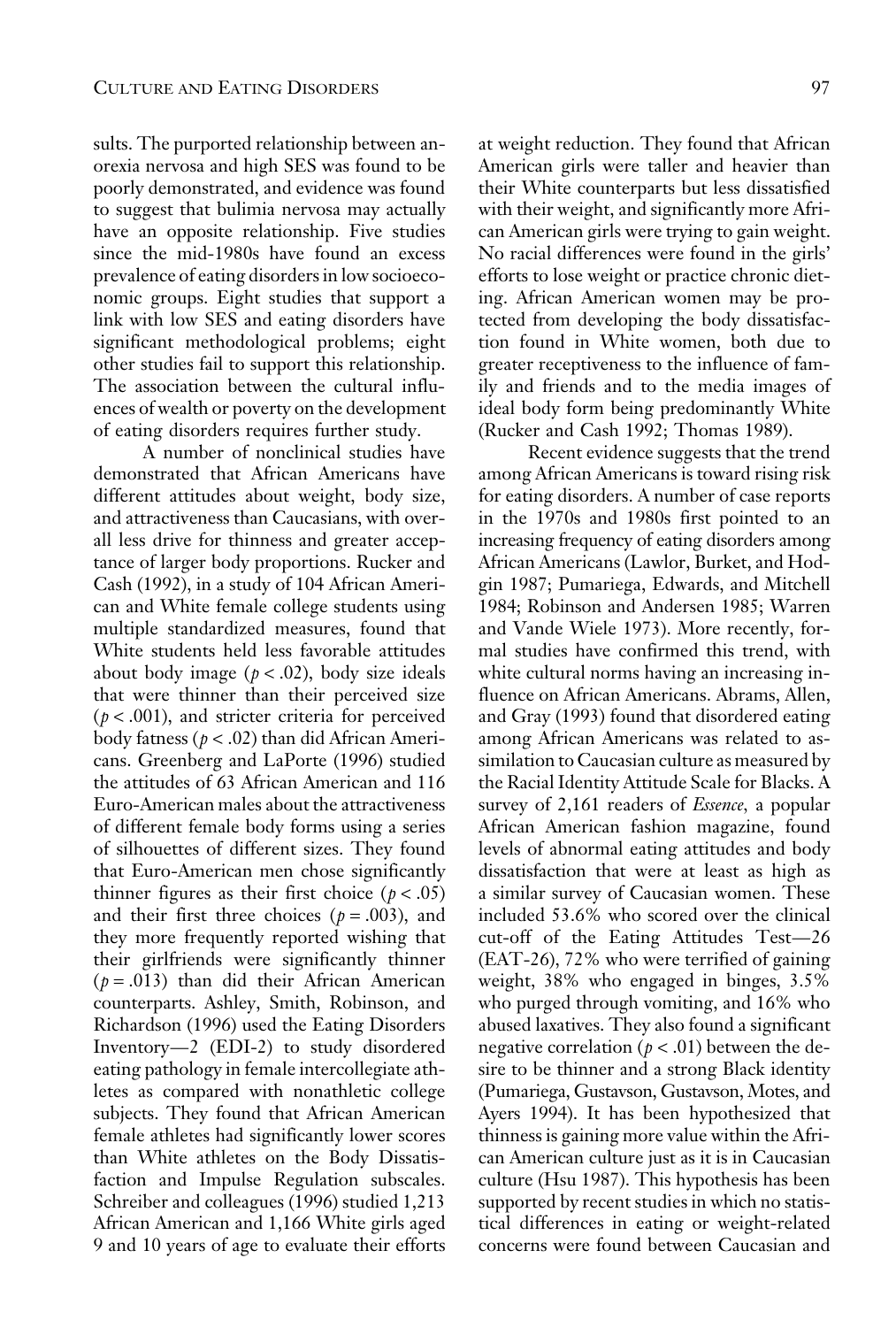sults. The purported relationship between anorexia nervosa and high SES was found to be poorly demonstrated, and evidence was found to suggest that bulimia nervosa may actually have an opposite relationship. Five studies since the mid-1980s have found an excess prevalence of eating disorders in low socioeconomic groups. Eight studies that support a link with low SES and eating disorders have significant methodological problems; eight other studies fail to support this relationship. The association between the cultural influences of wealth or poverty on the development of eating disorders requires further study.

A number of nonclinical studies have demonstrated that African Americans have different attitudes about weight, body size, and attractiveness than Caucasians, with overall less drive for thinness and greater acceptance of larger body proportions. Rucker and Cash (1992), in a study of 104 African American and White female college students using multiple standardized measures, found that White students held less favorable attitudes about body image ($p < .02$), body size ideals that were thinner than their perceived size ($p < .001$), and stricter criteria for perceived body fatness ($p < .02$) than did African Americans. Greenberg and LaPorte (1996) studied the attitudes of 63 African American and 116 Euro-American males about the attractiveness of different female body forms using a series of silhouettes of different sizes. They found that Euro-American men chose significantly thinner figures as their first choice ($p < .05$) and their first three choices ($p = .003$), and they more frequently reported wishing that their girlfriends were significantly thinner ($p = .013$) than did their African American counterparts. Ashley, Smith, Robinson, and Richardson (1996) used the Eating Disorders Inventory—2 (EDI-2) to study disordered eating pathology in female intercollegiate athletes as compared with nonathletic college subjects. They found that African American female athletes had significantly lower scores than White athletes on the Body Dissatisfaction and Impulse Regulation subscales. Schreiber and colleagues (1996) studied 1,213 African American and 1,166 White girls aged 9 and 10 years of age to evaluate their efforts at weight reduction. They found that African American girls were taller and heavier than their White counterparts but less dissatisfied with their weight, and significantly more African American girls were trying to gain weight. No racial differences were found in the girls' efforts to lose weight or practice chronic dieting. African American women may be protected from developing the body dissatisfaction found in White women, both due to greater receptiveness to the influence of family and friends and to the media images of ideal body form being predominantly White (Rucker and Cash 1992; Thomas 1989).

Recent evidence suggests that the trend among African Americans is toward rising risk for eating disorders. A number of case reports in the 1970s and 1980s first pointed to an increasing frequency of eating disorders among African Americans (Lawlor, Burket, and Hodgin 1987; Pumariega, Edwards, and Mitchell 1984; Robinson and Andersen 1985; Warren and Vande Wiele 1973). More recently, formal studies have confirmed this trend, with white cultural norms having an increasing influence on African Americans. Abrams, Allen, and Gray (1993) found that disordered eating among African Americans was related to assimilation to Caucasian culture as measured by the Racial Identity Attitude Scale for Blacks. A survey of 2,161 readers of *Essence*, a popular African American fashion magazine, found levels of abnormal eating attitudes and body dissatisfaction that were at least as high as a similar survey of Caucasian women. These included 53.6% who scored over the clinical cut-off of the Eating Attitudes Test—26 (EAT-26), 72% who were terrified of gaining weight, 38% who engaged in binges, 3.5% who purged through vomiting, and 16% who abused laxatives. They also found a significant negative correlation ($p < .01$) between the desire to be thinner and a strong Black identity (Pumariega, Gustavson, Gustavson, Motes, and Ayers 1994). It has been hypothesized that thinness is gaining more value within the African American culture just as it is in Caucasian culture (Hsu 1987). This hypothesis has been supported by recent studies in which no statistical differences in eating or weight-related concerns were found between Caucasian and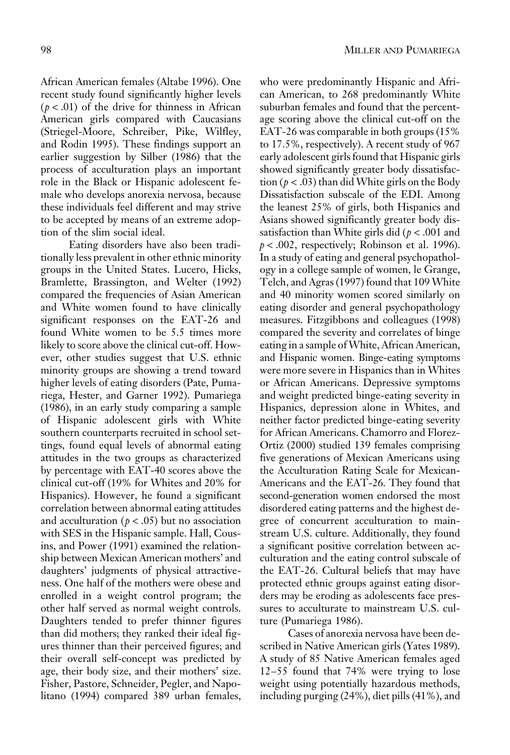African American females (Altabe 1996). One recent study found significantly higher levels ($p < .01$) of the drive for thinness in African American girls compared with Caucasians (Striegel-Moore, Schreiber, Pike, Wilfley, and Rodin 1995). These findings support an earlier suggestion by Silber (1986) that the process of acculturation plays an important role in the Black or Hispanic adolescent female who develops anorexia nervosa, because these individuals feel different and may strive to be accepted by means of an extreme adoption of the slim social ideal.

Eating disorders have also been traditionally less prevalent in other ethnic minority groups in the United States. Lucero, Hicks, Bramlette, Brassington, and Welter (1992) compared the frequencies of Asian American and White women found to have clinically significant responses on the EAT-26 and found White women to be 5.5 times more likely to score above the clinical cut-off. However, other studies suggest that U.S. ethnic minority groups are showing a trend toward higher levels of eating disorders (Pate, Pumariega, Hester, and Garner 1992). Pumariega (1986), in an early study comparing a sample of Hispanic adolescent girls with White southern counterparts recruited in school settings, found equal levels of abnormal eating attitudes in the two groups as characterized by percentage with EAT-40 scores above the clinical cut-off (19% for Whites and 20% for Hispanics). However, he found a significant correlation between abnormal eating attitudes and acculturation ($p < .05$) but no association with SES in the Hispanic sample. Hall, Cousins, and Power (1991) examined the relationship between Mexican American mothers' and daughters' judgments of physical attractiveness. One half of the mothers were obese and enrolled in a weight control program; the other half served as normal weight controls. Daughters tended to prefer thinner figures than did mothers; they ranked their ideal figures thinner than their perceived figures; and their overall self-concept was predicted by age, their body size, and their mothers' size. Fisher, Pastore, Schneider, Pegler, and Napolitano (1994) compared 389 urban females, who were predominantly Hispanic and African American, to 268 predominantly White suburban females and found that the percentage scoring above the clinical cut-off on the EAT-26 was comparable in both groups (15% to 17.5%, respectively). A recent study of 967 early adolescent girls found that Hispanic girls showed significantly greater body dissatisfaction ($p < .03$) than did White girls on the Body Dissatisfaction subscale of the EDI. Among the leanest 25% of girls, both Hispanics and Asians showed significantly greater body dissatisfaction than White girls did ($p < .001$ and $p < .002$, respectively; Robinson et al. 1996). In a study of eating and general psychopathology in a college sample of women, le Grange, Telch, and Agras (1997) found that 109 White and 40 minority women scored similarly on eating disorder and general psychopathology measures. Fitzgibbons and colleagues (1998) compared the severity and correlates of binge eating in a sample of White, African American, and Hispanic women. Binge-eating symptoms were more severe in Hispanics than in Whites or African Americans. Depressive symptoms and weight predicted binge-eating severity in Hispanics, depression alone in Whites, and neither factor predicted binge-eating severity for African Americans. Chamorro and Florez-Ortiz (2000) studied 139 females comprising five generations of Mexican Americans using the Acculturation Rating Scale for Mexican-Americans and the EAT-26. They found that second-generation women endorsed the most disordered eating patterns and the highest degree of concurrent acculturation to mainstream U.S. culture. Additionally, they found a significant positive correlation between acculturation and the eating control subscale of the EAT-26. Cultural beliefs that may have protected ethnic groups against eating disorders may be eroding as adolescents face pressures to acculturate to mainstream U.S. culture (Pumariega 1986).

Cases of anorexia nervosa have been described in Native American girls (Yates 1989). A study of 85 Native American females aged 12–55 found that 74% were trying to lose weight using potentially hazardous methods, including purging (24%), diet pills (41%), and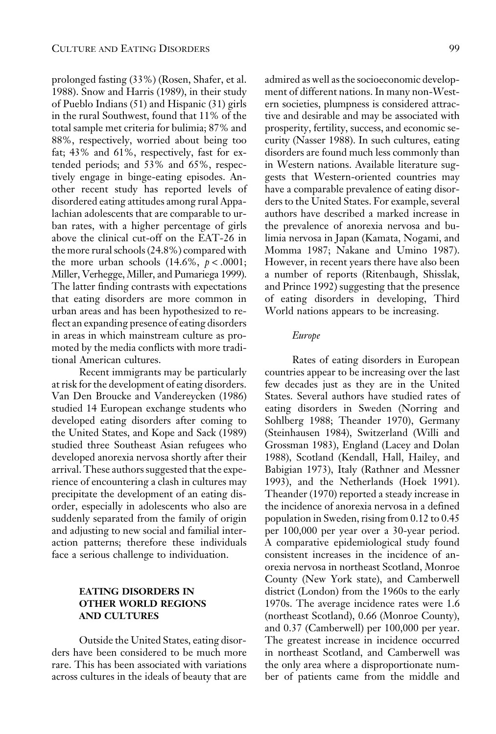prolonged fasting (33%) (Rosen, Shafer, et al. 1988). Snow and Harris (1989), in their study of Pueblo Indians (51) and Hispanic (31) girls in the rural Southwest, found that 11% of the total sample met criteria for bulimia; 87% and 88%, respectively, worried about being too fat; 43% and 61%, respectively, fast for extended periods; and 53% and 65%, respectively engage in binge-eating episodes. Another recent study has reported levels of disordered eating attitudes among rural Appalachian adolescents that are comparable to urban rates, with a higher percentage of girls above the clinical cut-off on the EAT-26 in the more rural schools (24.8%) compared with the more urban schools (14.6%, $p < .0001$; Miller, Verhegge, Miller, and Pumariega 1999). The latter finding contrasts with expectations that eating disorders are more common in urban areas and has been hypothesized to reflect an expanding presence of eating disorders in areas in which mainstream culture as promoted by the media conflicts with more traditional American cultures.

Recent immigrants may be particularly at risk for the development of eating disorders. Van Den Broucke and Vandereycken (1986) studied 14 European exchange students who developed eating disorders after coming to the United States, and Kope and Sack (1989) studied three Southeast Asian refugees who developed anorexia nervosa shortly after their arrival. These authors suggested that the experience of encountering a clash in cultures may precipitate the development of an eating disorder, especially in adolescents who also are suddenly separated from the family of origin and adjusting to new social and familial interaction patterns; therefore these individuals face a serious challenge to individuation.

## EATING DISORDERS IN OTHER WORLD REGIONS AND CULTURES

Outside the United States, eating disorders have been considered to be much more rare. This has been associated with variations across cultures in the ideals of beauty that are admired as well as the socioeconomic development of different nations. In many non-Western societies, plumpness is considered attractive and desirable and may be associated with prosperity, fertility, success, and economic security (Nasser 1988). In such cultures, eating disorders are found much less commonly than in Western nations. Available literature suggests that Western-oriented countries may have a comparable prevalence of eating disorders to the United States. For example, several authors have described a marked increase in the prevalence of anorexia nervosa and bulimia nervosa in Japan (Kamata, Nogami, and Momma 1987; Nakane and Umino 1987). However, in recent years there have also been a number of reports (Ritenbaugh, Shisslak, and Prince 1992) suggesting that the presence of eating disorders in developing, Third World nations appears to be increasing.

### *Europe*

Rates of eating disorders in European countries appear to be increasing over the last few decades just as they are in the United States. Several authors have studied rates of eating disorders in Sweden (Norring and Sohlberg 1988; Theander 1970), Germany (Steinhausen 1984), Switzerland (Willi and Grossman 1983), England (Lacey and Dolan 1988), Scotland (Kendall, Hall, Hailey, and Babigian 1973), Italy (Rathner and Messner 1993), and the Netherlands (Hoek 1991). Theander (1970) reported a steady increase in the incidence of anorexia nervosa in a defined population in Sweden, rising from 0.12 to 0.45 per 100,000 per year over a 30-year period. A comparative epidemiological study found consistent increases in the incidence of anorexia nervosa in northeast Scotland, Monroe County (New York state), and Camberwell district (London) from the 1960s to the early 1970s. The average incidence rates were 1.6 (northeast Scotland), 0.66 (Monroe County), and 0.37 (Camberwell) per 100,000 per year. The greatest increase in incidence occurred in northeast Scotland, and Camberwell was the only area where a disproportionate number of patients came from the middle and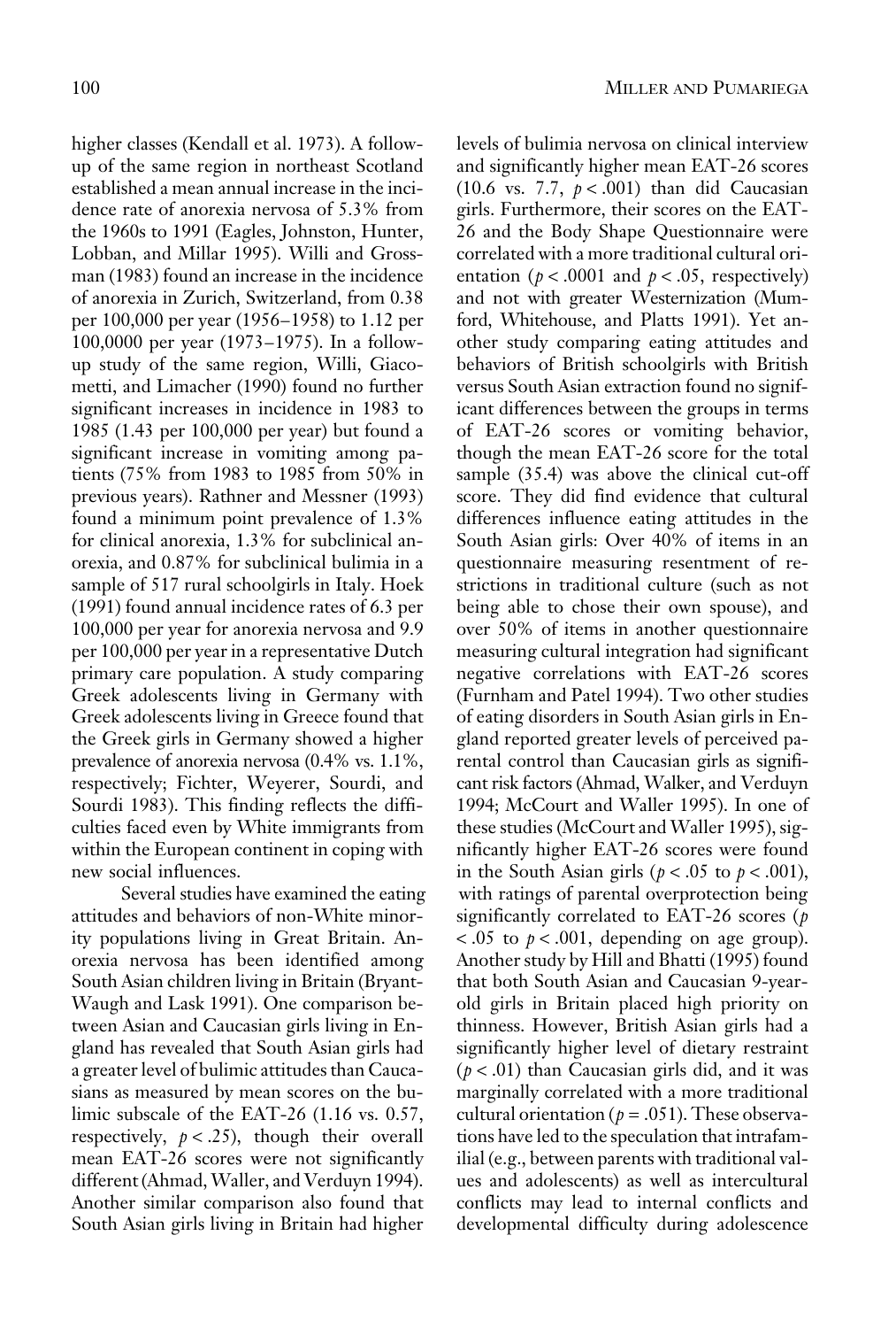higher classes (Kendall et al. 1973). A follow-up of the same region in northeast Scotland established a mean annual increase in the incidence rate of anorexia nervosa of 5.3% from the 1960s to 1991 (Eagles, Johnston, Hunter, Lobban, and Millar 1995). Willi and Grossman (1983) found an increase in the incidence of anorexia in Zurich, Switzerland, from 0.38 per 100,000 per year (1956–1958) to 1.12 per 100,0000 per year (1973–1975). In a follow-up study of the same region, Willi, Giacometti, and Limacher (1990) found no further significant increases in incidence in 1983 to 1985 (1.43 per 100,000 per year) but found a significant increase in vomiting among patients (75% from 1983 to 1985 from 50% in previous years). Rathner and Messner (1993) found a minimum point prevalence of 1.3% for clinical anorexia, 1.3% for subclinical anorexia, and 0.87% for subclinical bulimia in a sample of 517 rural schoolgirls in Italy. Hoek (1991) found annual incidence rates of 6.3 per 100,000 per year for anorexia nervosa and 9.9 per 100,000 per year in a representative Dutch primary care population. A study comparing Greek adolescents living in Germany with Greek adolescents living in Greece found that the Greek girls in Germany showed a higher prevalence of anorexia nervosa (0.4% vs. 1.1%, respectively; Fichter, Weyerer, Sourdi, and Sourdi 1983). This finding reflects the difficulties faced even by White immigrants from within the European continent in coping with new social influences.

Several studies have examined the eating attitudes and behaviors of non-White minority populations living in Great Britain. Anorexia nervosa has been identified among South Asian children living in Britain (Bryant-Waugh and Lask 1991). One comparison between Asian and Caucasian girls living in England has revealed that South Asian girls had a greater level of bulimic attitudes than Caucasians as measured by mean scores on the bulimic subscale of the EAT-26 (1.16 vs. 0.57, respectively, $p < .25$), though their overall mean EAT-26 scores were not significantly different (Ahmad, Waller, and Verduyn 1994). Another similar comparison also found that South Asian girls living in Britain had higher levels of bulimia nervosa on clinical interview and significantly higher mean EAT-26 scores (10.6 vs. 7.7, $p < .001$) than did Caucasian girls. Furthermore, their scores on the EAT-26 and the Body Shape Questionnaire were correlated with a more traditional cultural orientation ($p < .0001$ and $p < .05$, respectively) and not with greater Westernization (Mumford, Whitehouse, and Platts 1991). Yet another study comparing eating attitudes and behaviors of British schoolgirls with British versus South Asian extraction found no significant differences between the groups in terms of EAT-26 scores or vomiting behavior, though the mean EAT-26 score for the total sample (35.4) was above the clinical cut-off score. They did find evidence that cultural differences influence eating attitudes in the South Asian girls: Over 40% of items in an questionnaire measuring resentment of restrictions in traditional culture (such as not being able to chose their own spouse), and over 50% of items in another questionnaire measuring cultural integration had significant negative correlations with EAT-26 scores (Furnham and Patel 1994). Two other studies of eating disorders in South Asian girls in England reported greater levels of perceived parental control than Caucasian girls as significant risk factors (Ahmad, Walker, and Verduyn 1994; McCourt and Waller 1995). In one of these studies (McCourt and Waller 1995), significantly higher EAT-26 scores were found in the South Asian girls ($p < .05$ to $p < .001$), with ratings of parental overprotection being significantly correlated to EAT-26 scores ($p < .05$ to $p < .001$, depending on age group). Another study by Hill and Bhatti (1995) found that both South Asian and Caucasian 9-year-old girls in Britain placed high priority on thinness. However, British Asian girls had a significantly higher level of dietary restraint ($p < .01$) than Caucasian girls did, and it was marginally correlated with a more traditional cultural orientation ($p = .051$). These observations have led to the speculation that intrafamilial (e.g., between parents with traditional values and adolescents) as well as intercultural conflicts may lead to internal conflicts and developmental difficulty during adolescence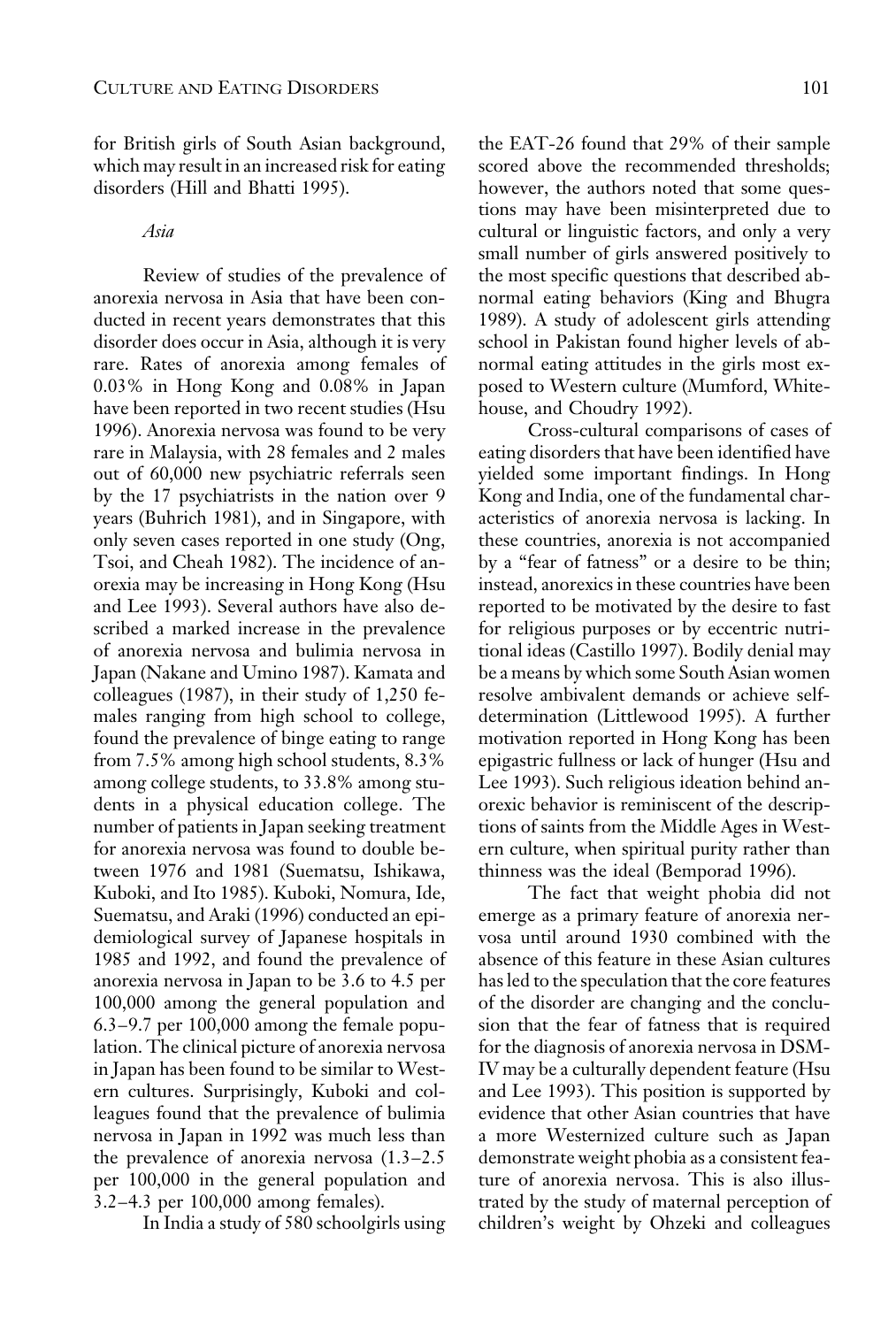for British girls of South Asian background, which may result in an increased risk for eating disorders (Hill and Bhatti 1995).

### *Asia*

Review of studies of the prevalence of anorexia nervosa in Asia that have been conducted in recent years demonstrates that this disorder does occur in Asia, although it is very rare. Rates of anorexia among females of 0.03% in Hong Kong and 0.08% in Japan have been reported in two recent studies (Hsu 1996). Anorexia nervosa was found to be very rare in Malaysia, with 28 females and 2 males out of 60,000 new psychiatric referrals seen by the 17 psychiatrists in the nation over 9 years (Buhrich 1981), and in Singapore, with only seven cases reported in one study (Ong, Tsoi, and Cheah 1982). The incidence of anorexia may be increasing in Hong Kong (Hsu and Lee 1993). Several authors have also described a marked increase in the prevalence of anorexia nervosa and bulimia nervosa in Japan (Nakane and Umino 1987). Kamata and colleagues (1987), in their study of 1,250 females ranging from high school to college, found the prevalence of binge eating to range from 7.5% among high school students, 8.3% among college students, to 33.8% among students in a physical education college. The number of patients in Japan seeking treatment for anorexia nervosa was found to double between 1976 and 1981 (Suematsu, Ishikawa, Kuboki, and Ito 1985). Kuboki, Nomura, Ide, Suematsu, and Araki (1996) conducted an epidemiological survey of Japanese hospitals in 1985 and 1992, and found the prevalence of anorexia nervosa in Japan to be 3.6 to 4.5 per 100,000 among the general population and 6.3–9.7 per 100,000 among the female population. The clinical picture of anorexia nervosa in Japan has been found to be similar to Western cultures. Surprisingly, Kuboki and colleagues found that the prevalence of bulimia nervosa in Japan in 1992 was much less than the prevalence of anorexia nervosa (1.3–2.5 per 100,000 in the general population and 3.2–4.3 per 100,000 among females).

In India a study of 580 schoolgirls using the EAT-26 found that 29% of their sample scored above the recommended thresholds; however, the authors noted that some questions may have been misinterpreted due to cultural or linguistic factors, and only a very small number of girls answered positively to the most specific questions that described abnormal eating behaviors (King and Bhugra 1989). A study of adolescent girls attending school in Pakistan found higher levels of abnormal eating attitudes in the girls most exposed to Western culture (Mumford, Whitehouse, and Choudry 1992).

Cross-cultural comparisons of cases of eating disorders that have been identified have yielded some important findings. In Hong Kong and India, one of the fundamental characteristics of anorexia nervosa is lacking. In these countries, anorexia is not accompanied by a "fear of fatness" or a desire to be thin; instead, anorexics in these countries have been reported to be motivated by the desire to fast for religious purposes or by eccentric nutritional ideas (Castillo 1997). Bodily denial may be a means by which some South Asian women resolve ambivalent demands or achieve self-determination (Littlewood 1995). A further motivation reported in Hong Kong has been epigastric fullness or lack of hunger (Hsu and Lee 1993). Such religious ideation behind anorexic behavior is reminiscent of the descriptions of saints from the Middle Ages in Western culture, when spiritual purity rather than thinness was the ideal (Bemporad 1996).

The fact that weight phobia did not emerge as a primary feature of anorexia nervosa until around 1930 combined with the absence of this feature in these Asian cultures has led to the speculation that the core features of the disorder are changing and the conclusion that the fear of fatness that is required for the diagnosis of anorexia nervosa in DSM-IV may be a culturally dependent feature (Hsu and Lee 1993). This position is supported by evidence that other Asian countries that have a more Westernized culture such as Japan demonstrate weight phobia as a consistent feature of anorexia nervosa. This is also illustrated by the study of maternal perception of children's weight by Ohzeki and colleagues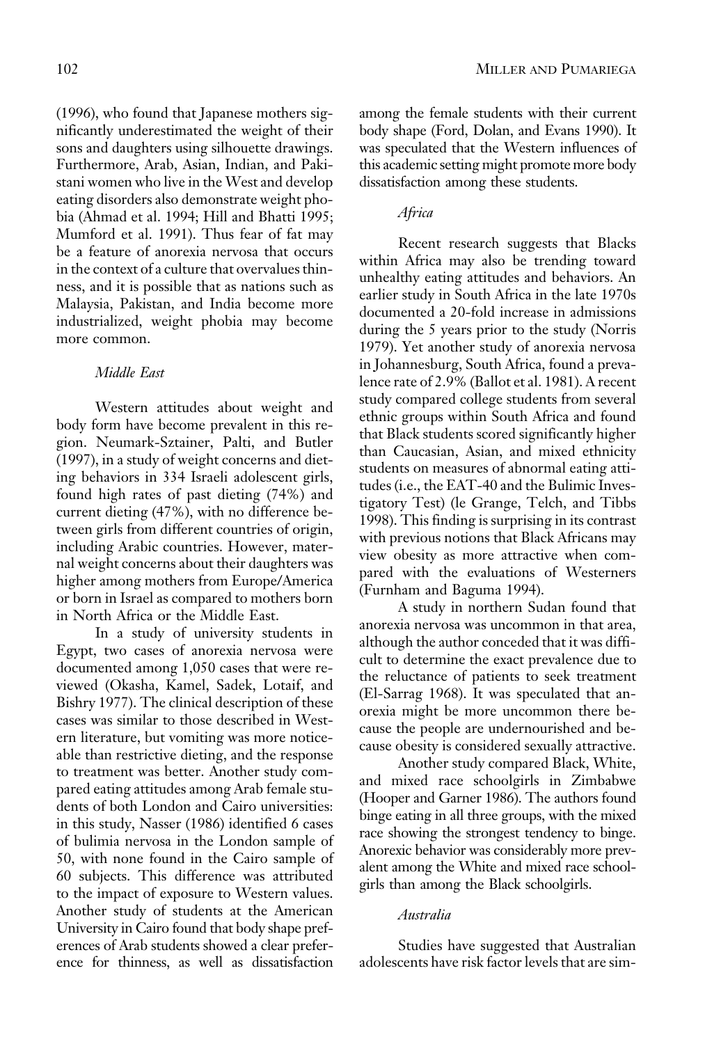(1996), who found that Japanese mothers significantly underestimated the weight of their sons and daughters using silhouette drawings. Furthermore, Arab, Asian, Indian, and Pakistani women who live in the West and develop eating disorders also demonstrate weight phobia (Ahmad et al. 1994; Hill and Bhatti 1995; Mumford et al. 1991). Thus fear of fat may be a feature of anorexia nervosa that occurs in the context of a culture that overvalues thinness, and it is possible that as nations such as Malaysia, Pakistan, and India become more industrialized, weight phobia may become more common.

### *Middle East*

Western attitudes about weight and body form have become prevalent in this region. Neumark-Sztainer, Palti, and Butler (1997), in a study of weight concerns and dieting behaviors in 334 Israeli adolescent girls, found high rates of past dieting (74%) and current dieting (47%), with no difference between girls from different countries of origin, including Arabic countries. However, maternal weight concerns about their daughters was higher among mothers from Europe/America or born in Israel as compared to mothers born in North Africa or the Middle East.

In a study of university students in Egypt, two cases of anorexia nervosa were documented among 1,050 cases that were reviewed (Okasha, Kamel, Sadek, Lotaif, and Bishry 1977). The clinical description of these cases was similar to those described in Western literature, but vomiting was more noticeable than restrictive dieting, and the response to treatment was better. Another study compared eating attitudes among Arab female students of both London and Cairo universities: in this study, Nasser (1986) identified 6 cases of bulimia nervosa in the London sample of 50, with none found in the Cairo sample of 60 subjects. This difference was attributed to the impact of exposure to Western values. Another study of students at the American University in Cairo found that body shape preferences of Arab students showed a clear preference for thinness, as well as dissatisfaction among the female students with their current body shape (Ford, Dolan, and Evans 1990). It was speculated that the Western influences of this academic setting might promote more body dissatisfaction among these students.

### *Africa*

Recent research suggests that Blacks within Africa may also be trending toward unhealthy eating attitudes and behaviors. An earlier study in South Africa in the late 1970s documented a 20-fold increase in admissions during the 5 years prior to the study (Norris 1979). Yet another study of anorexia nervosa in Johannesburg, South Africa, found a prevalence rate of 2.9% (Ballot et al. 1981). A recent study compared college students from several ethnic groups within South Africa and found that Black students scored significantly higher than Caucasian, Asian, and mixed ethnicity students on measures of abnormal eating attitudes (i.e., the EAT-40 and the Bulimic Investigatory Test) (le Grange, Telch, and Tibbs 1998). This finding is surprising in its contrast with previous notions that Black Africans may view obesity as more attractive when compared with the evaluations of Westerners (Furnham and Baguma 1994).

A study in northern Sudan found that anorexia nervosa was uncommon in that area, although the author conceded that it was difficult to determine the exact prevalence due to the reluctance of patients to seek treatment (El-Sarrag 1968). It was speculated that anorexia might be more uncommon there because the people are undernourished and because obesity is considered sexually attractive.

Another study compared Black, White, and mixed race schoolgirls in Zimbabwe (Hooper and Garner 1986). The authors found binge eating in all three groups, with the mixed race showing the strongest tendency to binge. Anorexic behavior was considerably more prevalent among the White and mixed race schoolgirls than among the Black schoolgirls.

### *Australia*

Studies have suggested that Australian adolescents have risk factor levels that are sim-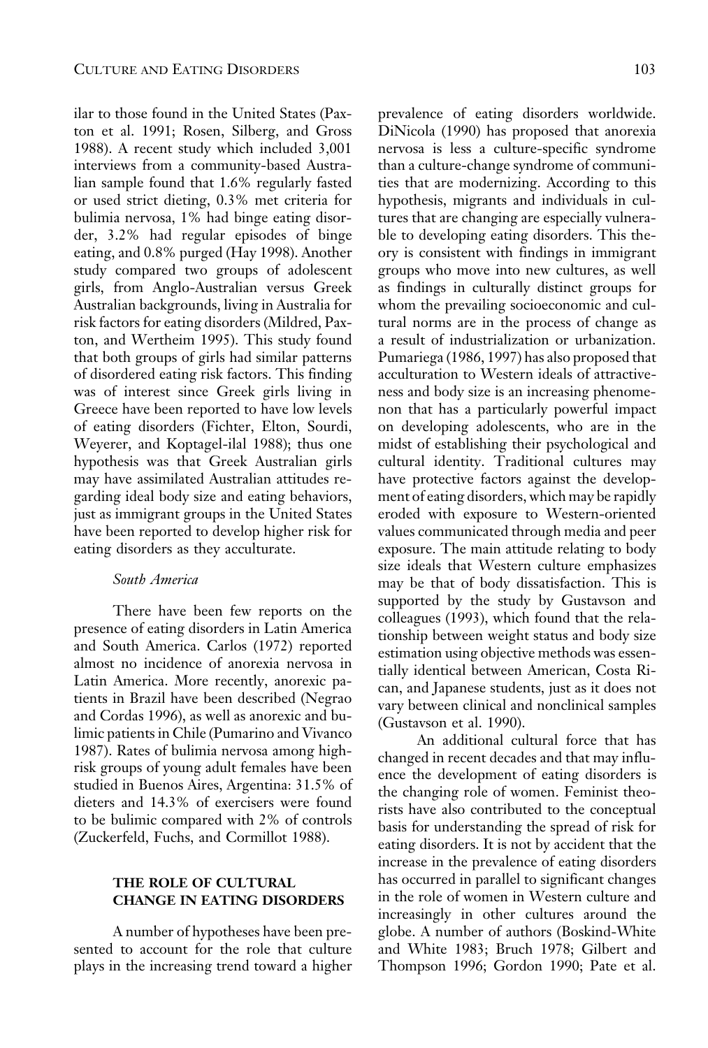ilar to those found in the United States (Paxton et al. 1991; Rosen, Silberg, and Gross 1988). A recent study which included 3,001 interviews from a community-based Australian sample found that 1.6% regularly fasted or used strict dieting, 0.3% met criteria for bulimia nervosa, 1% had binge eating disorder, 3.2% had regular episodes of binge eating, and 0.8% purged (Hay 1998). Another study compared two groups of adolescent girls, from Anglo-Australian versus Greek Australian backgrounds, living in Australia for risk factors for eating disorders (Mildred, Paxton, and Wertheim 1995). This study found that both groups of girls had similar patterns of disordered eating risk factors. This finding was of interest since Greek girls living in Greece have been reported to have low levels of eating disorders (Fichter, Elton, Sourdi, Weyerer, and Koptagel-ilal 1988); thus one hypothesis was that Greek Australian girls may have assimilated Australian attitudes regarding ideal body size and eating behaviors, just as immigrant groups in the United States have been reported to develop higher risk for eating disorders as they acculturate.

*South America*

There have been few reports on the presence of eating disorders in Latin America and South America. Carlos (1972) reported almost no incidence of anorexia nervosa in Latin America. More recently, anorexic patients in Brazil have been described (Negrao and Cordas 1996), as well as anorexic and bulimic patients in Chile (Pumarino and Vivanco 1987). Rates of bulimia nervosa among high-risk groups of young adult females have been studied in Buenos Aires, Argentina: 31.5% of dieters and 14.3% of exercisers were found to be bulimic compared with 2% of controls (Zuckerfeld, Fuchs, and Cormillot 1988).

## THE ROLE OF CULTURAL CHANGE IN EATING DISORDERS

A number of hypotheses have been presented to account for the role that culture plays in the increasing trend toward a higher prevalence of eating disorders worldwide. DiNicola (1990) has proposed that anorexia nervosa is less a culture-specific syndrome than a culture-change syndrome of communities that are modernizing. According to this hypothesis, migrants and individuals in cultures that are changing are especially vulnerable to developing eating disorders. This theory is consistent with findings in immigrant groups who move into new cultures, as well as findings in culturally distinct groups for whom the prevailing socioeconomic and cultural norms are in the process of change as a result of industrialization or urbanization. Pumariega (1986, 1997) has also proposed that acculturation to Western ideals of attractiveness and body size is an increasing phenomenon that has a particularly powerful impact on developing adolescents, who are in the midst of establishing their psychological and cultural identity. Traditional cultures may have protective factors against the development of eating disorders, which may be rapidly eroded with exposure to Western-oriented values communicated through media and peer exposure. The main attitude relating to body size ideals that Western culture emphasizes may be that of body dissatisfaction. This is supported by the study by Gustavson and colleagues (1993), which found that the relationship between weight status and body size estimation using objective methods was essentially identical between American, Costa Rican, and Japanese students, just as it does not vary between clinical and nonclinical samples (Gustavson et al. 1990).

An additional cultural force that has changed in recent decades and that may influence the development of eating disorders is the changing role of women. Feminist theorists have also contributed to the conceptual basis for understanding the spread of risk for eating disorders. It is not by accident that the increase in the prevalence of eating disorders has occurred in parallel to significant changes in the role of women in Western culture and increasingly in other cultures around the globe. A number of authors (Boskind-White and White 1983; Bruch 1978; Gilbert and Thompson 1996; Gordon 1990; Pate et al.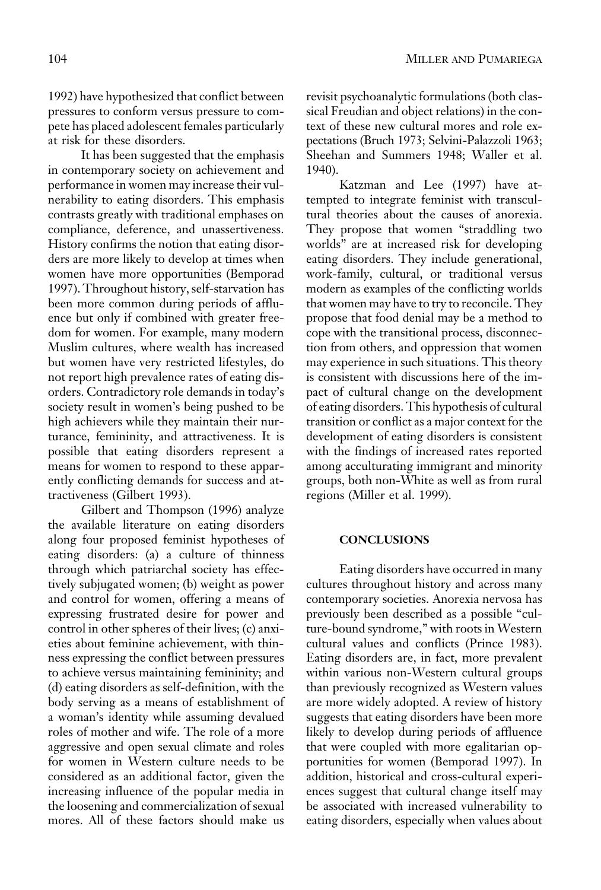1992) have hypothesized that conflict between pressures to conform versus pressure to compete has placed adolescent females particularly at risk for these disorders.

It has been suggested that the emphasis in contemporary society on achievement and performance in women may increase their vulnerability to eating disorders. This emphasis contrasts greatly with traditional emphases on compliance, deference, and unassertiveness. History confirms the notion that eating disorders are more likely to develop at times when women have more opportunities (Bemporad 1997). Throughout history, self-starvation has been more common during periods of affluence but only if combined with greater freedom for women. For example, many modern Muslim cultures, where wealth has increased but women have very restricted lifestyles, do not report high prevalence rates of eating disorders. Contradictory role demands in today's society result in women's being pushed to be high achievers while they maintain their nurturance, femininity, and attractiveness. It is possible that eating disorders represent a means for women to respond to these apparently conflicting demands for success and attractiveness (Gilbert 1993).

Gilbert and Thompson (1996) analyze the available literature on eating disorders along four proposed feminist hypotheses of eating disorders: (a) a culture of thinness through which patriarchal society has effectively subjugated women; (b) weight as power and control for women, offering a means of expressing frustrated desire for power and control in other spheres of their lives; (c) anxieties about feminine achievement, with thinness expressing the conflict between pressures to achieve versus maintaining femininity; and (d) eating disorders as self-definition, with the body serving as a means of establishment of a woman's identity while assuming devalued roles of mother and wife. The role of a more aggressive and open sexual climate and roles for women in Western culture needs to be considered as an additional factor, given the increasing influence of the popular media in the loosening and commercialization of sexual mores. All of these factors should make us revisit psychoanalytic formulations (both classical Freudian and object relations) in the context of these new cultural mores and role expectations (Bruch 1973; Selvini-Palazzoli 1963; Sheehan and Summers 1948; Waller et al. 1940).

Katzman and Lee (1997) have attempted to integrate feminist with transcultural theories about the causes of anorexia. They propose that women "straddling two worlds" are at increased risk for developing eating disorders. They include generational, work-family, cultural, or traditional versus modern as examples of the conflicting worlds that women may have to try to reconcile. They propose that food denial may be a method to cope with the transitional process, disconnection from others, and oppression that women may experience in such situations. This theory is consistent with discussions here of the impact of cultural change on the development of eating disorders. This hypothesis of cultural transition or conflict as a major context for the development of eating disorders is consistent with the findings of increased rates reported among acculturating immigrant and minority groups, both non-White as well as from rural regions (Miller et al. 1999).

## CONCLUSIONS

Eating disorders have occurred in many cultures throughout history and across many contemporary societies. Anorexia nervosa has previously been described as a possible "culture-bound syndrome," with roots in Western cultural values and conflicts (Prince 1983). Eating disorders are, in fact, more prevalent within various non-Western cultural groups than previously recognized as Western values are more widely adopted. A review of history suggests that eating disorders have been more likely to develop during periods of affluence that were coupled with more egalitarian opportunities for women (Bemporad 1997). In addition, historical and cross-cultural experiences suggest that cultural change itself may be associated with increased vulnerability to eating disorders, especially when values about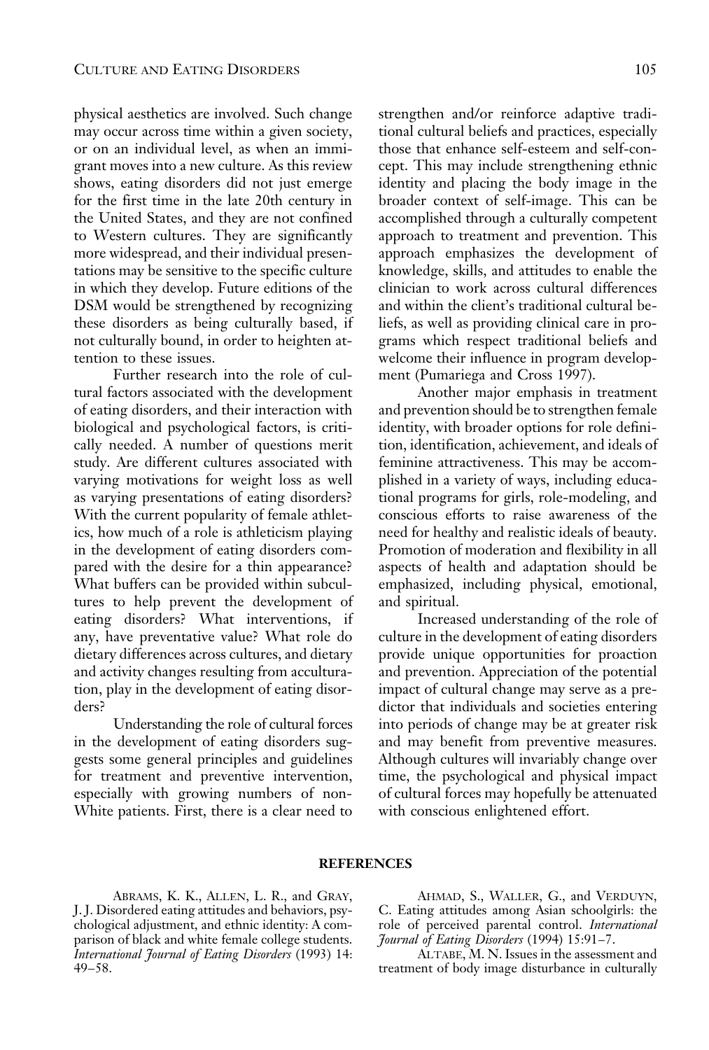physical aesthetics are involved. Such change may occur across time within a given society, or on an individual level, as when an immigrant moves into a new culture. As this review shows, eating disorders did not just emerge for the first time in the late 20th century in the United States, and they are not confined to Western cultures. They are significantly more widespread, and their individual presentations may be sensitive to the specific culture in which they develop. Future editions of the DSM would be strengthened by recognizing these disorders as being culturally based, if not culturally bound, in order to heighten attention to these issues.

Further research into the role of cultural factors associated with the development of eating disorders, and their interaction with biological and psychological factors, is critically needed. A number of questions merit study. Are different cultures associated with varying motivations for weight loss as well as varying presentations of eating disorders? With the current popularity of female athletics, how much of a role is athleticism playing in the development of eating disorders compared with the desire for a thin appearance? What buffers can be provided within subcultures to help prevent the development of eating disorders? What interventions, if any, have preventative value? What role do dietary differences across cultures, and dietary and activity changes resulting from acculturation, play in the development of eating disorders?

Understanding the role of cultural forces in the development of eating disorders suggests some general principles and guidelines for treatment and preventive intervention, especially with growing numbers of non-White patients. First, there is a clear need to strengthen and/or reinforce adaptive traditional cultural beliefs and practices, especially those that enhance self-esteem and self-concept. This may include strengthening ethnic identity and placing the body image in the broader context of self-image. This can be accomplished through a culturally competent approach to treatment and prevention. This approach emphasizes the development of knowledge, skills, and attitudes to enable the clinician to work across cultural differences and within the client's traditional cultural beliefs, as well as providing clinical care in programs which respect traditional beliefs and welcome their influence in program development (Pumariega and Cross 1997).

Another major emphasis in treatment and prevention should be to strengthen female identity, with broader options for role definition, identification, achievement, and ideals of feminine attractiveness. This may be accomplished in a variety of ways, including educational programs for girls, role-modeling, and conscious efforts to raise awareness of the need for healthy and realistic ideals of beauty. Promotion of moderation and flexibility in all aspects of health and adaptation should be emphasized, including physical, emotional, and spiritual.

Increased understanding of the role of culture in the development of eating disorders provide unique opportunities for proaction and prevention. Appreciation of the potential impact of cultural change may serve as a predictor that individuals and societies entering into periods of change may be at greater risk and may benefit from preventive measures. Although cultures will invariably change over time, the psychological and physical impact of cultural forces may hopefully be attenuated with conscious enlightened effort.

## REFERENCES

Abrams, K. K., Allen, L. R., and Gray, J. J. Disordered eating attitudes and behaviors, psychological adjustment, and ethnic identity: A comparison of black and white female college students. *International Journal of Eating Disorders* (1993) 14: 49–58.

Ahmad, S., Waller, G., and Verduyn, C. Eating attitudes among Asian schoolgirls: the role of perceived parental control. *International Journal of Eating Disorders* (1994) 15:91–7.

Altabe, M. N. Issues in the assessment and treatment of body image disturbance in culturally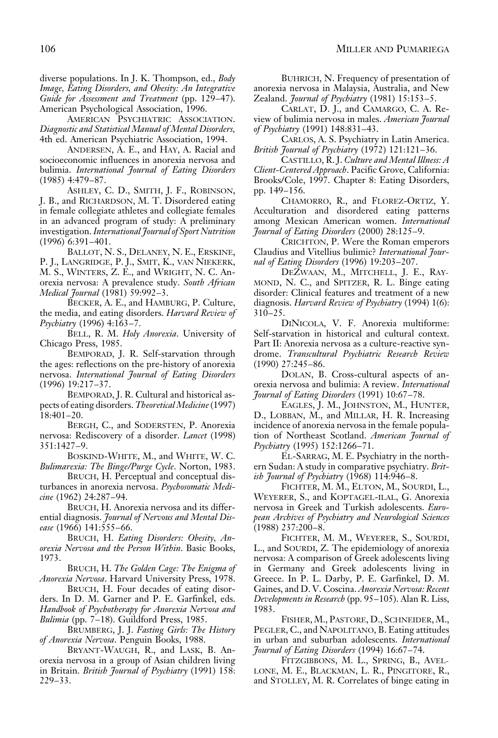diverse populations. In J. K. Thompson, ed., *Body Image, Eating Disorders, and Obesity: An Integrative Guide for Assessment and Treatment* (pp. 129–47). American Psychological Association, 1996.

American Psychiatric Association. *Diagnostic and Statistical Manual of Mental Disorders*, 4th ed. American Psychiatric Association, 1994.

Andersen, A. E., and Hay, A. Racial and socioeconomic influences in anorexia nervosa and bulimia. *International Journal of Eating Disorders* (1985) 4:479–87.

Ashley, C. D., Smith, J. F., Robinson, J. B., and Richardson, M. T. Disordered eating in female collegiate athletes and collegiate females in an advanced program of study: A preliminary investigation. *International Journal of Sport Nutrition* (1996) 6:391–401.

Ballot, N. S., Delaney, N. E., Erskine, P. J., Langridge, P. J., Smit, K., van Niekerk, M. S., Winters, Z. E., and Wright, N. C. Anorexia nervosa: A prevalence study. *South African Medical Journal* (1981) 59:992–3.

Becker, A. E., and Hamburg, P. Culture, the media, and eating disorders. *Harvard Review of Psychiatry* (1996) 4:163–7.

Bell, R. M. *Holy Anorexia*. University of Chicago Press, 1985.

Bemporad, J. R. Self-starvation through the ages: reflections on the pre-history of anorexia nervosa. *International Journal of Eating Disorders* (1996) 19:217–37.

Bemporad, J. R. Cultural and historical aspects of eating disorders. *Theoretical Medicine* (1997) 18:401–20.

Bergh, C., and Sodersten, P. Anorexia nervosa: Rediscovery of a disorder. *Lancet* (1998) 351:1427–9.

Boskind-White, M., and White, W. C. *Bulimarexia: The Binge/Purge Cycle*. Norton, 1983.

Bruch, H. Perceptual and conceptual disturbances in anorexia nervosa. *Psychosomatic Medicine* (1962) 24:287–94.

Bruch, H. Anorexia nervosa and its differential diagnosis. *Journal of Nervous and Mental Disease* (1966) 141:555–66.

Bruch, H. *Eating Disorders: Obesity, Anorexia Nervosa and the Person Within*. Basic Books, 1973.

Bruch, H. *The Golden Cage: The Enigma of Anorexia Nervosa*. Harvard University Press, 1978.

Bruch, H. Four decades of eating disorders. In D. M. Garner and P. E. Garfinkel, eds. *Handbook of Psychotherapy for Anorexia Nervosa and Bulimia* (pp. 7–18). Guildford Press, 1985.

Brumberg, J. J. *Fasting Girls: The History of Anorexia Nervosa*. Penguin Books, 1988.

Bryant-Waugh, R., and Lask, B. Anorexia nervosa in a group of Asian children living in Britain. *British Journal of Psychiatry* (1991) 158: 229–33.

Buhrich, N. Frequency of presentation of anorexia nervosa in Malaysia, Australia, and New Zealand. *Journal of Psychiatry* (1981) 15:153–5.

Carlat, D. J., and Camargo, C. A. Review of bulimia nervosa in males. *American Journal of Psychiatry* (1991) 148:831–43.

Carlos, A. S. Psychiatry in Latin America. *British Journal of Psychiatry* (1972) 121:121–36.

Castillo, R. J. *Culture and Mental Illness: A Client-Centered Approach*. Pacific Grove, California: Brooks/Cole, 1997. Chapter 8: Eating Disorders, pp. 149–156.

Chamorro, R., and Florez-Ortiz, Y. Acculturation and disordered eating patterns among Mexican American women. *International Journal of Eating Disorders* (2000) 28:125–9.

Crichton, P. Were the Roman emperors Claudius and Vitellius bulimic? *International Journal of Eating Disorders* (1996) 19:203–207.

DeZwaan, M., Mitchell, J. E., Raymond, N. C., and Spitzer, R. L. Binge eating disorder: Clinical features and treatment of a new diagnosis. *Harvard Review of Psychiatry* (1994) 1(6): 310–25.

DiNicola, V. F. Anorexia multiforme: Self-starvation in historical and cultural context. Part II: Anorexia nervosa as a culture-reactive syndrome. *Transcultural Psychiatric Research Review* (1990) 27:245–86.

Dolan, B. Cross-cultural aspects of anorexia nervosa and bulimia: A review. *International Journal of Eating Disorders* (1991) 10:67–78.

Eagles, J. M., Johnston, M., Hunter, D., Lobban, M., and Millar, H. R. Increasing incidence of anorexia nervosa in the female population of Northeast Scotland. *American Journal of Psychiatry* (1995) 152:1266–71.

El-Sarrag, M. E. Psychiatry in the northern Sudan: A study in comparative psychiatry. *British Journal of Psychiatry* (1968) 114:946–8.

Fichter, M. M., Elton, M., Sourdi, L., Weyerer, S., and Koptagel-Ilal, G. Anorexia nervosa in Greek and Turkish adolescents. *European Archives of Psychiatry and Neurological Sciences* (1988) 237:200–8.

Fichter, M. M., Weyerer, S., Sourdi, L., and Sourdi, Z. The epidemiology of anorexia nervosa: A comparison of Greek adolescents living in Germany and Greek adolescents living in Greece. In P. L. Darby, P. E. Garfinkel, D. M. Gaines, and D. V. Coscina. *Anorexia Nervosa: Recent Developments in Research* (pp. 95–105). Alan R. Liss, 1983.

Fisher, M., Pastore, D., Schneider, M., Pegler, C., and Napolitano, B. Eating attitudes in urban and suburban adolescents. *International Journal of Eating Disorders* (1994) 16:67–74.

Fitzgibbons, M. L., Spring, B., Avellone, M. E., Blackman, L. R., Pingitore, R., and Stolley, M. R. Correlates of binge eating in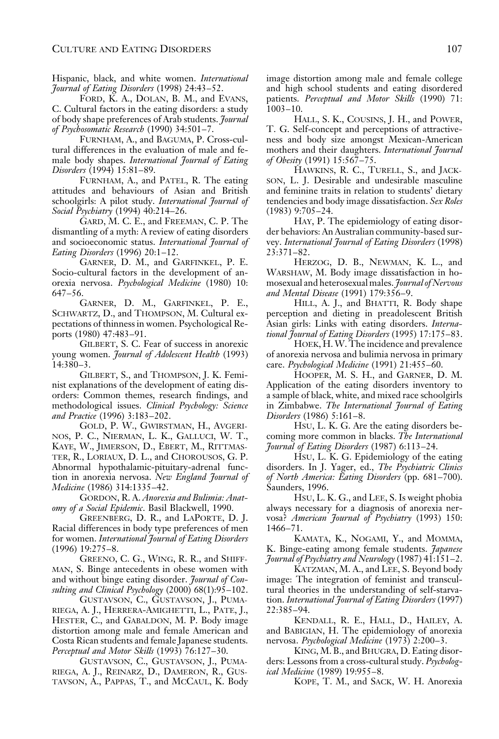Hispanic, black, and white women. *International Journal of Eating Disorders* (1998) 24:43–52.

Ford, K. A., Dolan, B. M., and Evans, C. Cultural factors in the eating disorders: a study of body shape preferences of Arab students. *Journal of Psychosomatic Research* (1990) 34:501–7.

Furnham, A., and Baguma, P. Cross-cultural differences in the evaluation of male and female body shapes. *International Journal of Eating Disorders* (1994) 15:81–89.

Furnham, A., and Patel, R. The eating attitudes and behaviours of Asian and British schoolgirls: A pilot study. *International Journal of Social Psychiatry* (1994) 40:214–26.

Gard, M. C. E., and Freeman, C. P. The dismantling of a myth: A review of eating disorders and socioeconomic status. *International Journal of Eating Disorders* (1996) 20:1–12.

Garner, D. M., and Garfinkel, P. E. Socio-cultural factors in the development of anorexia nervosa. *Psychological Medicine* (1980) 10: 647–56.

Garner, D. M., Garfinkel, P. E., Schwartz, D., and Thompson, M. Cultural expectations of thinness in women. Psychological Reports (1980) 47:483–91.

Gilbert, S. C. Fear of success in anorexic young women. *Journal of Adolescent Health* (1993) 14:380–3.

Gilbert, S., and Thompson, J. K. Feminist explanations of the development of eating disorders: Common themes, research findings, and methodological issues. *Clinical Psychology: Science and Practice* (1996) 3:183–202.

Gold, P. W., Gwirstman, H., Avgerinos, P. C., Nierman, L. K., Galluci, W. T., Kaye, W., Jimerson, D., Ebert, M., Rittmaster, R., Loriaux, D. L., and Chorousos, G. P. Abnormal hypothalamic-pituitary-adrenal function in anorexia nervosa. *New England Journal of Medicine* (1986) 314:1335–42.

Gordon, R. A. *Anorexia and Bulimia: Anatomy of a Social Epidemic*. Basil Blackwell, 1990.

Greenberg, D. R., and LaPorte, D. J. Racial differences in body type preferences of men for women. *International Journal of Eating Disorders* (1996) 19:275–8.

Greeno, C. G., Wing, R. R., and Shiffman, S. Binge antecedents in obese women with and without binge eating disorder. *Journal of Consulting and Clinical Psychology* (2000) 68(1):95–102.

Gustavson, C., Gustavson, J., Pumariega, A. J., Herrera-Amighetti, L., Pate, J., Hester, C., and Gabaldon, M. P. Body image distortion among male and female American and Costa Rican students and female Japanese students. *Perceptual and Motor Skills* (1993) 76:127–30.

Gustavson, C., Gustavson, J., Pumariega, A. J., Reinarz, D., Dameron, R., Gustavson, A., Pappas, T., and McCaul, K. Body image distortion among male and female college and high school students and eating disordered patients. *Perceptual and Motor Skills* (1990) 71: 1003–10.

Hall, S. K., Cousins, J. H., and Power, T. G. Self-concept and perceptions of attractiveness and body size amongst Mexican-American mothers and their daughters. *International Journal of Obesity* (1991) 15:567–75.

Hawkins, R. C., Turell, S., and Jackson, L. J. Desirable and undesirable masculine and feminine traits in relation to students' dietary tendencies and body image dissatisfaction. *Sex Roles* (1983) 9:705–24.

Hay, P. The epidemiology of eating disorder behaviors: An Australian community-based survey. *International Journal of Eating Disorders* (1998) 23:371–82.

Herzog, D. B., Newman, K. L., and Warshaw, M. Body image dissatisfaction in homosexual and heterosexual males. *Journal of Nervous and Mental Disease* (1991) 179:356–9.

Hill, A. J., and Bhatti, R. Body shape perception and dieting in preadolescent British Asian girls: Links with eating disorders. *International Journal of Eating Disorders* (1995) 17:175–83.

Hoek, H. W. The incidence and prevalence of anorexia nervosa and bulimia nervosa in primary care. *Psychological Medicine* (1991) 21:455–60.

Hooper, M. S. H., and Garner, D. M. Application of the eating disorders inventory to a sample of black, white, and mixed race schoolgirls in Zimbabwe. *The International Journal of Eating Disorders* (1986) 5:161–8.

Hsu, L. K. G. Are the eating disorders becoming more common in blacks. *The International Journal of Eating Disorders* (1987) 6:113–24.

Hsu, L. K. G. Epidemiology of the eating disorders. In J. Yager, ed., *The Psychiatric Clinics of North America: Eating Disorders* (pp. 681–700). Saunders, 1996.

Hsu, L. K. G., and Lee, S. Is weight phobia always necessary for a diagnosis of anorexia nervosa? *American Journal of Psychiatry* (1993) 150: 1466–71.

Kamata, K., Nogami, Y., and Momma, K. Binge-eating among female students. *Japanese Journal of Psychiatry and Neurology* (1987) 41:151–2.

Katzman, M. A., and Lee, S. Beyond body image: The integration of feminist and transcultural theories in the understanding of self-starvation. *International Journal of Eating Disorders* (1997) 22:385–94.

Kendall, R. E., Hall, D., Hailey, A. and Babigian, H. The epidemiology of anorexia nervosa. *Psychological Medicine* (1973) 2:200–3.

King, M. B., and Bhugra, D. Eating disorders: Lessons from a cross-cultural study. *Psychological Medicine* (1989) 19:955–8.

Kope, T. M., and Sack, W. H. Anorexia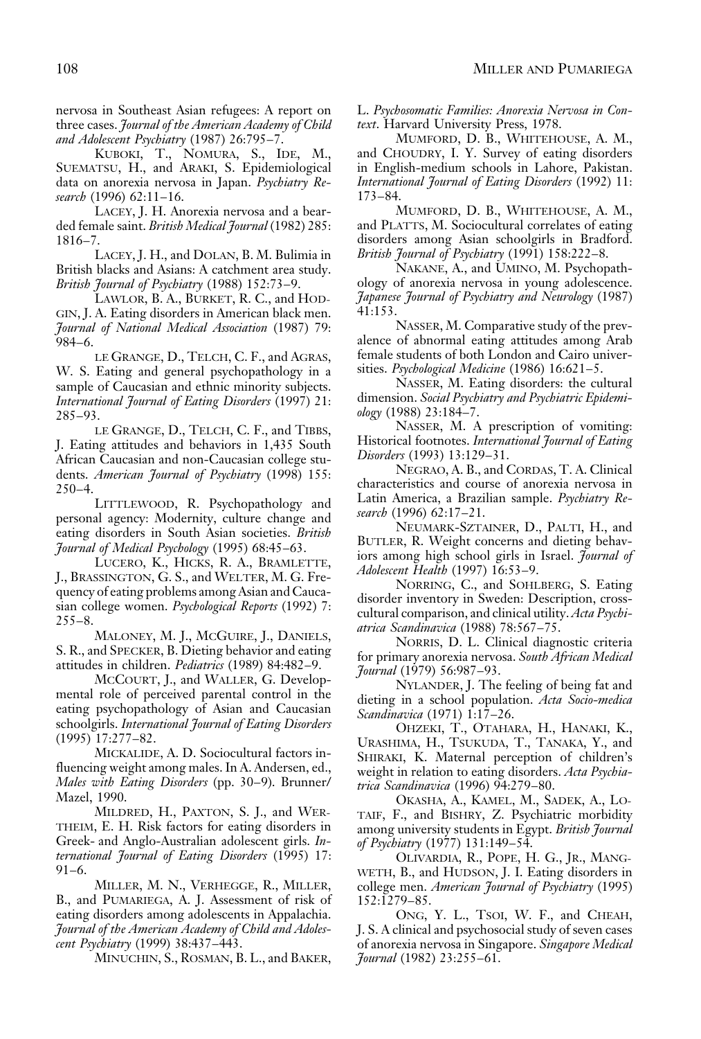nervosa in Southeast Asian refugees: A report on three cases. *Journal of the American Academy of Child and Adolescent Psychiatry* (1987) 26:795–7.

Kuboki, T., Nomura, S., Ide, M., Suematsu, H., and Araki, S. Epidemiological data on anorexia nervosa in Japan. *Psychiatry Research* (1996) 62:11–16.

Lacey, J. H. Anorexia nervosa and a bearded female saint. *British Medical Journal* (1982) 285: 1816–7.

Lacey, J. H., and Dolan, B. M. Bulimia in British blacks and Asians: A catchment area study. *British Journal of Psychiatry* (1988) 152:73–9.

Lawlor, B. A., Burket, R. C., and Hodgin, J. A. Eating disorders in American black men. *Journal of National Medical Association* (1987) 79: 984–6.

le Grange, D., Telch, C. F., and Agras, W. S. Eating and general psychopathology in a sample of Caucasian and ethnic minority subjects. *International Journal of Eating Disorders* (1997) 21: 285–93.

le Grange, D., Telch, C. F., and Tibbs, J. Eating attitudes and behaviors in 1,435 South African Caucasian and non-Caucasian college students. *American Journal of Psychiatry* (1998) 155: 250–4.

Littlewood, R. Psychopathology and personal agency: Modernity, culture change and eating disorders in South Asian societies. *British Journal of Medical Psychology* (1995) 68:45–63.

Lucero, K., Hicks, R. A., Bramlette, J., Brassington, G. S., and Welter, M. G. Frequency of eating problems among Asian and Caucasian college women. *Psychological Reports* (1992) 7: 255–8.

Maloney, M. J., McGuire, J., Daniels, S. R., and Specker, B. Dieting behavior and eating attitudes in children. *Pediatrics* (1989) 84:482–9.

McCourt, J., and Waller, G. Developmental role of perceived parental control in the eating psychopathology of Asian and Caucasian schoolgirls. *International Journal of Eating Disorders* (1995) 17:277–82.

Mickalide, A. D. Sociocultural factors influencing weight among males. In A. Andersen, ed., *Males with Eating Disorders* (pp. 30–9). Brunner/Mazel, 1990.

Mildred, H., Paxton, S. J., and Wertheim, E. H. Risk factors for eating disorders in Greek- and Anglo-Australian adolescent girls. *International Journal of Eating Disorders* (1995) 17: 91–6.

Miller, M. N., Verhegge, R., Miller, B., and Pumariega, A. J. Assessment of risk of eating disorders among adolescents in Appalachia. *Journal of the American Academy of Child and Adolescent Psychiatry* (1999) 38:437–443.

Minuchin, S., Rosman, B. L., and Baker, L. *Psychosomatic Families: Anorexia Nervosa in Context*. Harvard University Press, 1978.

Mumford, D. B., Whitehouse, A. M., and Choudry, I. Y. Survey of eating disorders in English-medium schools in Lahore, Pakistan. *International Journal of Eating Disorders* (1992) 11: 173–84.

Mumford, D. B., Whitehouse, A. M., and Platts, M. Sociocultural correlates of eating disorders among Asian schoolgirls in Bradford. *British Journal of Psychiatry* (1991) 158:222–8.

Nakane, A., and Umino, M. Psychopathology of anorexia nervosa in young adolescence. *Japanese Journal of Psychiatry and Neurology* (1987) 41:153.

Nasser, M. Comparative study of the prevalence of abnormal eating attitudes among Arab female students of both London and Cairo universities. *Psychological Medicine* (1986) 16:621–5.

Nasser, M. Eating disorders: the cultural dimension. *Social Psychiatry and Psychiatric Epidemiology* (1988) 23:184–7.

Nasser, M. A prescription of vomiting: Historical footnotes. *International Journal of Eating Disorders* (1993) 13:129–31.

Negrao, A. B., and Cordas, T. A. Clinical characteristics and course of anorexia nervosa in Latin America, a Brazilian sample. *Psychiatry Research* (1996) 62:17–21.

Neumark-Sztainer, D., Palti, H., and Butler, R. Weight concerns and dieting behaviors among high school girls in Israel. *Journal of Adolescent Health* (1997) 16:53–9.

Norring, C., and Sohlberg, S. Eating disorder inventory in Sweden: Description, cross-cultural comparison, and clinical utility. *Acta Psychiatrica Scandinavica* (1988) 78:567–75.

Norris, D. L. Clinical diagnostic criteria for primary anorexia nervosa. *South African Medical Journal* (1979) 56:987–93.

Nylander, J. The feeling of being fat and dieting in a school population. *Acta Socio-medica Scandinavica* (1971) 1:17–26.

Ohzeki, T., Otahara, H., Hanaki, K., Urashima, H., Tsukuda, T., Tanaka, Y., and Shiraki, K. Maternal perception of children's weight in relation to eating disorders. *Acta Psychiatrica Scandinavica* (1996) 94:279–80.

Okasha, A., Kamel, M., Sadek, A., Lotaif, F., and Bishry, Z. Psychiatric morbidity among university students in Egypt. *British Journal of Psychiatry* (1977) 131:149–54.

Olivardia, R., Pope, H. G., Jr., Mangweth, B., and Hudson, J. I. Eating disorders in college men. *American Journal of Psychiatry* (1995) 152:1279–85.

Ong, Y. L., Tsoi, W. F., and Cheah, J. S. A clinical and psychosocial study of seven cases of anorexia nervosa in Singapore. *Singapore Medical Journal* (1982) 23:255–61.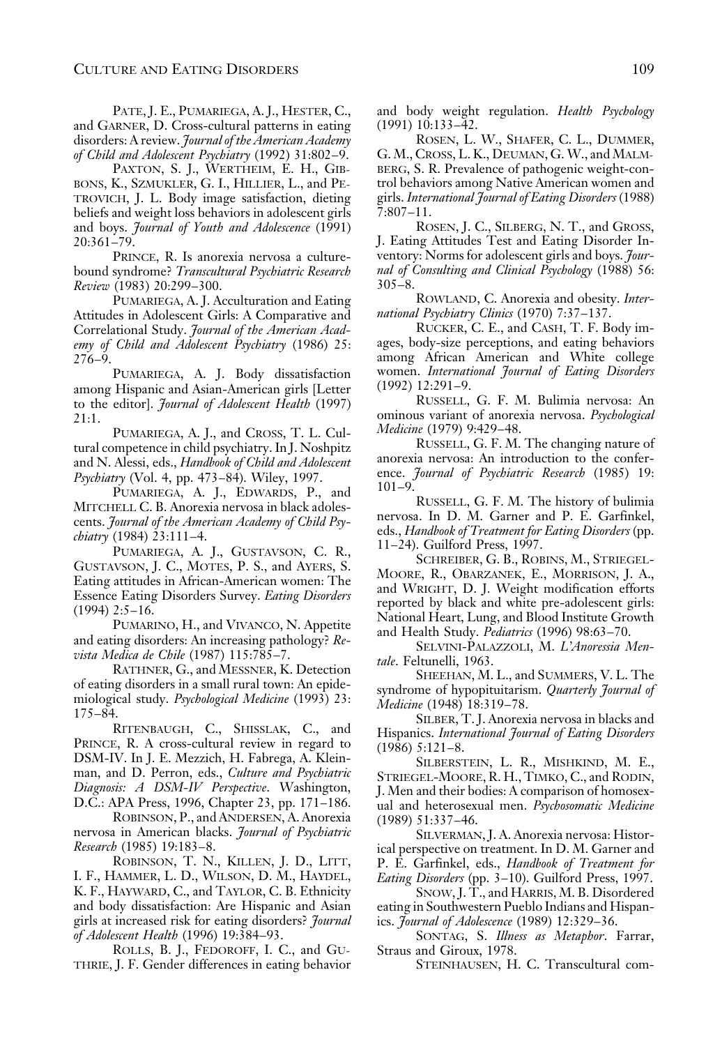Pate, J. E., Pumariega, A. J., Hester, C., and Garner, D. Cross-cultural patterns in eating disorders: A review. *Journal of the American Academy of Child and Adolescent Psychiatry* (1992) 31:802–9.

Paxton, S. J., Wertheim, E. H., Gibbons, K., Szmukler, G. I., Hillier, L., and Petrovich, J. L. Body image satisfaction, dieting beliefs and weight loss behaviors in adolescent girls and boys. *Journal of Youth and Adolescence* (1991) 20:361–79.

Prince, R. Is anorexia nervosa a culture-bound syndrome? *Transcultural Psychiatric Research Review* (1983) 20:299–300.

Pumariega, A. J. Acculturation and Eating Attitudes in Adolescent Girls: A Comparative and Correlational Study. *Journal of the American Academy of Child and Adolescent Psychiatry* (1986) 25: 276–9.

Pumariega, A. J. Body dissatisfaction among Hispanic and Asian-American girls [Letter to the editor]. *Journal of Adolescent Health* (1997) 21:1.

Pumariega, A. J., and Cross, T. L. Cultural competence in child psychiatry. In J. Noshpitz and N. Alessi, eds., *Handbook of Child and Adolescent Psychiatry* (Vol. 4, pp. 473–84). Wiley, 1997.

Pumariega, A. J., Edwards, P., and Mitchell C. B. Anorexia nervosa in black adolescents. *Journal of the American Academy of Child Psychiatry* (1984) 23:111–4.

Pumariega, A. J., Gustavson, C. R., Gustavson, J. C., Motes, P. S., and Ayers, S. Eating attitudes in African-American women: The Essence Eating Disorders Survey. *Eating Disorders* (1994) 2:5–16.

Pumarino, H., and Vivanco, N. Appetite and eating disorders: An increasing pathology? *Revista Medica de Chile* (1987) 115:785–7.

Rathner, G., and Messner, K. Detection of eating disorders in a small rural town: An epidemiological study. *Psychological Medicine* (1993) 23: 175–84.

Ritenbaugh, C., Shisslak, C., and Prince, R. A cross-cultural review in regard to DSM-IV. In J. E. Mezzich, H. Fabrega, A. Kleinman, and D. Perron, eds., *Culture and Psychiatric Diagnosis: A DSM-IV Perspective*. Washington, D.C.: APA Press, 1996, Chapter 23, pp. 171–186.

Robinson, P., and Andersen, A. Anorexia nervosa in American blacks. *Journal of Psychiatric Research* (1985) 19:183–8.

Robinson, T. N., Killen, J. D., Litt, I. F., Hammer, L. D., Wilson, D. M., Haydel, K. F., Hayward, C., and Taylor, C. B. Ethnicity and body dissatisfaction: Are Hispanic and Asian girls at increased risk for eating disorders? *Journal of Adolescent Health* (1996) 19:384–93.

Rolls, B. J., Fedoroff, I. C., and Guthrie, J. F. Gender differences in eating behavior and body weight regulation. *Health Psychology* (1991) 10:133–42.

Rosen, L. W., Shafer, C. L., Dummer, G. M., Cross, L. K., Deuman, G. W., and Malmberg, S. R. Prevalence of pathogenic weight-control behaviors among Native American women and girls. *International Journal of Eating Disorders* (1988) 7:807–11.

Rosen, J. C., Silberg, N. T., and Gross, J. Eating Attitudes Test and Eating Disorder Inventory: Norms for adolescent girls and boys. *Journal of Consulting and Clinical Psychology* (1988) 56: 305–8.

Rowland, C. Anorexia and obesity. *International Psychiatry Clinics* (1970) 7:37–137.

Rucker, C. E., and Cash, T. F. Body images, body-size perceptions, and eating behaviors among African American and White college women. *International Journal of Eating Disorders* (1992) 12:291–9.

Russell, G. F. M. Bulimia nervosa: An ominous variant of anorexia nervosa. *Psychological Medicine* (1979) 9:429–48.

Russell, G. F. M. The changing nature of anorexia nervosa: An introduction to the conference. *Journal of Psychiatric Research* (1985) 19: 101–9.

Russell, G. F. M. The history of bulimia nervosa. In D. M. Garner and P. E. Garfinkel, eds., *Handbook of Treatment for Eating Disorders* (pp. 11–24). Guilford Press, 1997.

Schreiber, G. B., Robins, M., Striegel-Moore, R., Obarzanek, E., Morrison, J. A., and Wright, D. J. Weight modification efforts reported by black and white pre-adolescent girls: National Heart, Lung, and Blood Institute Growth and Health Study. *Pediatrics* (1996) 98:63–70.

Selvini-Palazzoli, M. *L'Anoressia Mentale*. Feltunelli, 1963.

Sheehan, M. L., and Summers, V. L. The syndrome of hypopituitarism. *Quarterly Journal of Medicine* (1948) 18:319–78.

Silber, T. J. Anorexia nervosa in blacks and Hispanics. *International Journal of Eating Disorders* (1986) 5:121–8.

Silberstein, L. R., Mishkind, M. E., Striegel-Moore, R. H., Timko, C., and Rodin, J. Men and their bodies: A comparison of homosexual and heterosexual men. *Psychosomatic Medicine* (1989) 51:337–46.

Silverman, J. A. Anorexia nervosa: Historical perspective on treatment. In D. M. Garner and P. E. Garfinkel, eds., *Handbook of Treatment for Eating Disorders* (pp. 3–10). Guilford Press, 1997.

Snow, J. T., and Harris, M. B. Disordered eating in Southwestern Pueblo Indians and Hispanics. *Journal of Adolescence* (1989) 12:329–36.

Sontag, S. *Illness as Metaphor*. Farrar, Straus and Giroux, 1978.

Steinhausen, H. C. Transcultural com-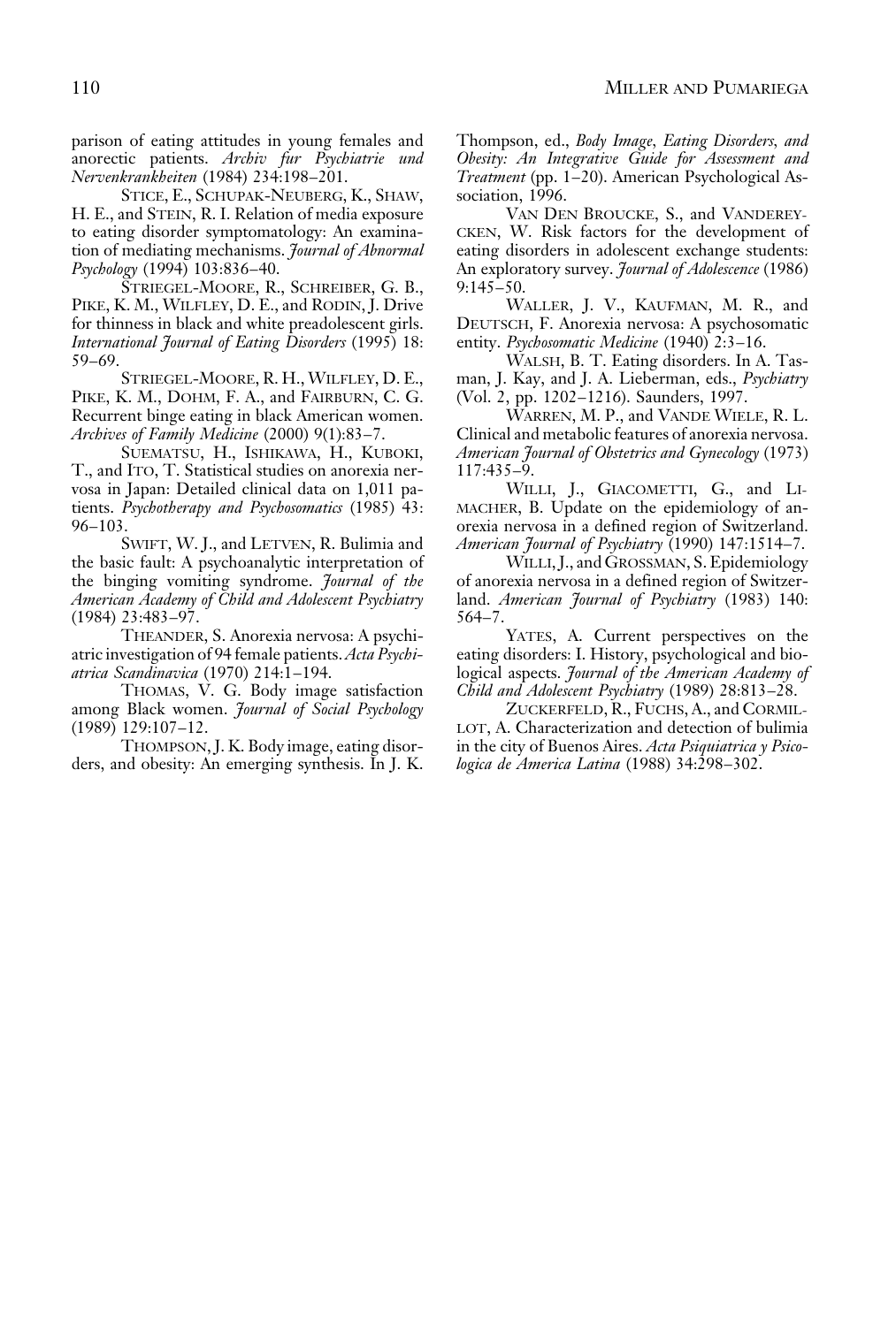parison of eating attitudes in young females and anorectic patients. *Archiv fur Psychiatrie und Nervenkrankheiten* (1984) 234:198–201.

STICE, E., SCHUPAK-NEUBERG, K., SHAW, H. E., and STEIN, R. I. Relation of media exposure to eating disorder symptomatology: An examination of mediating mechanisms. *Journal of Abnormal Psychology* (1994) 103:836–40.

STRIEGEL-MOORE, R., SCHREIBER, G. B., PIKE, K. M., WILFLEY, D. E., and RODIN, J. Drive for thinness in black and white preadolescent girls. *International Journal of Eating Disorders* (1995) 18: 59–69.

STRIEGEL-MOORE, R. H., WILFLEY, D. E., PIKE, K. M., DOHM, F. A., and FAIRBURN, C. G. Recurrent binge eating in black American women. *Archives of Family Medicine* (2000) 9(1):83–7.

SUEMATSU, H., ISHIKAWA, H., KUBOKI, T., and ITO, T. Statistical studies on anorexia nervosa in Japan: Detailed clinical data on 1,011 patients. *Psychotherapy and Psychosomatics* (1985) 43: 96–103.

SWIFT, W. J., and LETVEN, R. Bulimia and the basic fault: A psychoanalytic interpretation of the binging vomiting syndrome. *Journal of the American Academy of Child and Adolescent Psychiatry* (1984) 23:483–97.

THEANDER, S. Anorexia nervosa: A psychiatric investigation of 94 female patients. *Acta Psychiatrica Scandinavica* (1970) 214:1–194.

THOMAS, V. G. Body image satisfaction among Black women. *Journal of Social Psychology* (1989) 129:107–12.

THOMPSON, J. K. Body image, eating disorders, and obesity: An emerging synthesis. In J. K. Thompson, ed., *Body Image, Eating Disorders, and Obesity: An Integrative Guide for Assessment and Treatment* (pp. 1–20). American Psychological Association, 1996.

VAN DEN BROUCKE, S., and VANDEREYCKEN, W. Risk factors for the development of eating disorders in adolescent exchange students: An exploratory survey. *Journal of Adolescence* (1986) 9:145–50.

WALLER, J. V., KAUFMAN, M. R., and DEUTSCH, F. Anorexia nervosa: A psychosomatic entity. *Psychosomatic Medicine* (1940) 2:3–16.

WALSH, B. T. Eating disorders. In A. Tasman, J. Kay, and J. A. Lieberman, eds., *Psychiatry* (Vol. 2, pp. 1202–1216). Saunders, 1997.

WARREN, M. P., and VANDE WIELE, R. L. Clinical and metabolic features of anorexia nervosa. *American Journal of Obstetrics and Gynecology* (1973) 117:435–9.

WILLI, J., GIACOMETTI, G., and LIMACHER, B. Update on the epidemiology of anorexia nervosa in a defined region of Switzerland. *American Journal of Psychiatry* (1990) 147:1514–7.

WILLI, J., and GROSSMAN, S. Epidemiology of anorexia nervosa in a defined region of Switzerland. *American Journal of Psychiatry* (1983) 140: 564–7.

YATES, A. Current perspectives on the eating disorders: I. History, psychological and biological aspects. *Journal of the American Academy of Child and Adolescent Psychiatry* (1989) 28:813–28.

ZUCKERFELD, R., FUCHS, A., and CORMILLOT, A. Characterization and detection of bulimia in the city of Buenos Aires. *Acta Psiquiatrica y Psicologica de America Latina* (1988) 34:298–302.